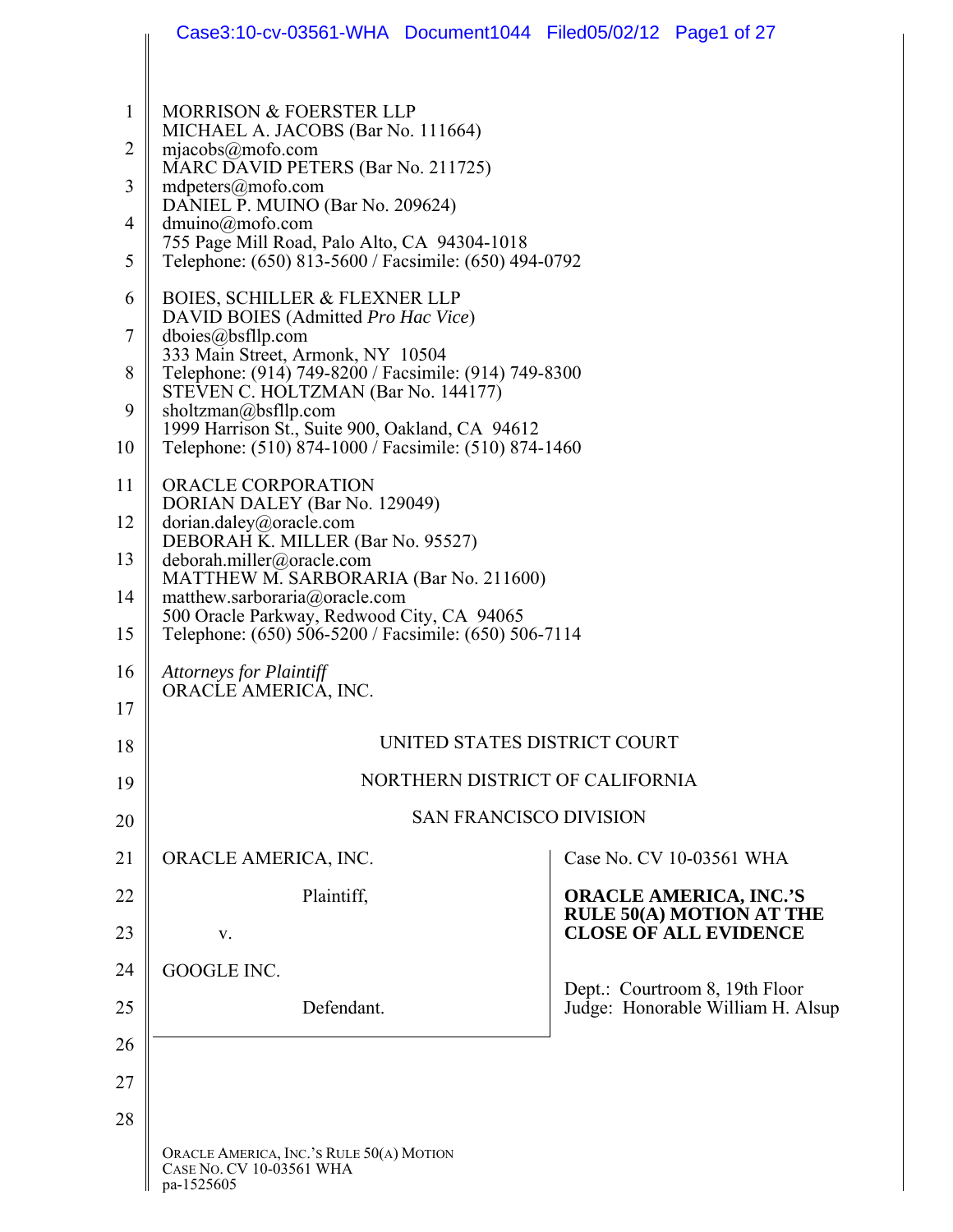MORRISON & FOERSTER LLP
MICHAEL A. JACOBS (Bar No. 111664)
mjacobs@mofo.com
MARC DAVID PETERS (Bar No. 211725)
mdpeters@mofo.com
DANIEL P. MUINO (Bar No. 209624)
dmuino@mofo.com
755 Page Mill Road, Palo Alto, CA 94304-1018
Telephone: (650) 813-5600 / Facsimile: (650) 494-0792

BOIES, SCHILLER & FLEXNER LLP
DAVID BOIES (Admitted *Pro Hac Vice*)
dboies@bsfllp.com
333 Main Street, Armonk, NY 10504
Telephone: (914) 749-8200 / Facsimile: (914) 749-8300
STEVEN C. HOLTZMAN (Bar No. 144177)
sholtzman@bsfllp.com
1999 Harrison St., Suite 900, Oakland, CA 94612
Telephone: (510) 874-1000 / Facsimile: (510) 874-1460

ORACLE CORPORATION
DORIAN DALEY (Bar No. 129049)
dorian.daley@oracle.com
DEBORAH K. MILLER (Bar No. 95527)
deborah.miller@oracle.com
MATTHEW M. SARBORARIA (Bar No. 211600)
matthew.sarboraria@oracle.com
500 Oracle Parkway, Redwood City, CA 94065
Telephone: (650) 506-5200 / Facsimile: (650) 506-7114

*Attorneys for Plaintiff*
ORACLE AMERICA, INC.

UNITED STATES DISTRICT COURT

NORTHERN DISTRICT OF CALIFORNIA

SAN FRANCISCO DIVISION

| | |
|---|---|
| ORACLE AMERICA, INC.<br><br>Plaintiff,<br><br>v.<br><br>GOOGLE INC.<br><br>Defendant. | Case No. CV 10-03561 WHA<br><br>**ORACLE AMERICA, INC.'S RULE 50(A) MOTION AT THE CLOSE OF ALL EVIDENCE**<br><br>Dept.: Courtroom 8, 19th Floor<br>Judge: Honorable William H. Alsup |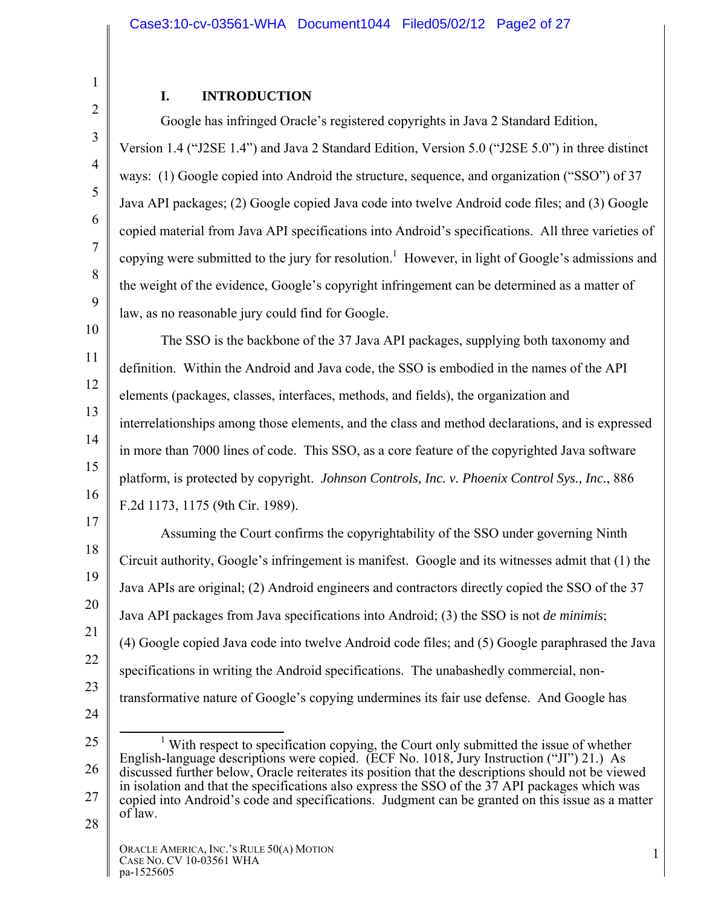## I. INTRODUCTION

Google has infringed Oracle's registered copyrights in Java 2 Standard Edition, Version 1.4 ("J2SE 1.4") and Java 2 Standard Edition, Version 5.0 ("J2SE 5.0") in three distinct ways: (1) Google copied into Android the structure, sequence, and organization ("SSO") of 37 Java API packages; (2) Google copied Java code into twelve Android code files; and (3) Google copied material from Java API specifications into Android's specifications. All three varieties of copying were submitted to the jury for resolution.[1] However, in light of Google's admissions and the weight of the evidence, Google's copyright infringement can be determined as a matter of law, as no reasonable jury could find for Google.

The SSO is the backbone of the 37 Java API packages, supplying both taxonomy and definition. Within the Android and Java code, the SSO is embodied in the names of the API elements (packages, classes, interfaces, methods, and fields), the organization and interrelationships among those elements, and the class and method declarations, and is expressed in more than 7000 lines of code. This SSO, as a core feature of the copyrighted Java software platform, is protected by copyright. *Johnson Controls, Inc. v. Phoenix Control Sys., Inc.*, 886 F.2d 1173, 1175 (9th Cir. 1989).

Assuming the Court confirms the copyrightability of the SSO under governing Ninth Circuit authority, Google's infringement is manifest. Google and its witnesses admit that (1) the Java APIs are original; (2) Android engineers and contractors directly copied the SSO of the 37 Java API packages from Java specifications into Android; (3) the SSO is not *de minimis*; (4) Google copied Java code into twelve Android code files; and (5) Google paraphrased the Java specifications in writing the Android specifications. The unabashedly commercial, non-transformative nature of Google's copying undermines its fair use defense. And Google has

[1] With respect to specification copying, the Court only submitted the issue of whether English-language descriptions were copied. (ECF No. 1018, Jury Instruction ("JI") 21.) As discussed further below, Oracle reiterates its position that the descriptions should not be viewed in isolation and that the specifications also express the SSO of the 37 API packages which was copied into Android's code and specifications. Judgment can be granted on this issue as a matter of law.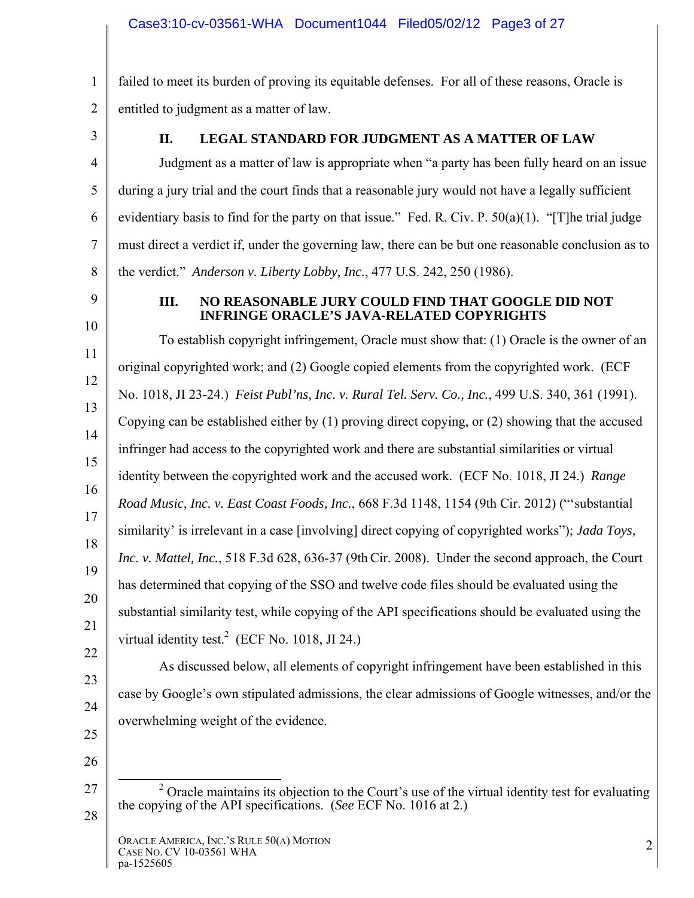failed to meet its burden of proving its equitable defenses. For all of these reasons, Oracle is entitled to judgment as a matter of law.

## II. LEGAL STANDARD FOR JUDGMENT AS A MATTER OF LAW

Judgment as a matter of law is appropriate when "a party has been fully heard on an issue during a jury trial and the court finds that a reasonable jury would not have a legally sufficient evidentiary basis to find for the party on that issue." Fed. R. Civ. P. 50(a)(1). "[T]he trial judge must direct a verdict if, under the governing law, there can be but one reasonable conclusion as to the verdict." *Anderson v. Liberty Lobby, Inc.*, 477 U.S. 242, 250 (1986).

## III. NO REASONABLE JURY COULD FIND THAT GOOGLE DID NOT INFRINGE ORACLE'S JAVA-RELATED COPYRIGHTS

To establish copyright infringement, Oracle must show that: (1) Oracle is the owner of an original copyrighted work; and (2) Google copied elements from the copyrighted work. (ECF No. 1018, JI 23-24.) *Feist Publ'ns, Inc. v. Rural Tel. Serv. Co., Inc.*, 499 U.S. 340, 361 (1991). Copying can be established either by (1) proving direct copying, or (2) showing that the accused infringer had access to the copyrighted work and there are substantial similarities or virtual identity between the copyrighted work and the accused work. (ECF No. 1018, JI 24.) *Range Road Music, Inc. v. East Coast Foods, Inc.*, 668 F.3d 1148, 1154 (9th Cir. 2012) ("'substantial similarity' is irrelevant in a case [involving] direct copying of copyrighted works"); *Jada Toys, Inc. v. Mattel, Inc.*, 518 F.3d 628, 636-37 (9th Cir. 2008). Under the second approach, the Court has determined that copying of the SSO and twelve code files should be evaluated using the substantial similarity test, while copying of the API specifications should be evaluated using the virtual identity test.[2] (ECF No. 1018, JI 24.)

As discussed below, all elements of copyright infringement have been established in this case by Google's own stipulated admissions, the clear admissions of Google witnesses, and/or the overwhelming weight of the evidence.

---

[2] Oracle maintains its objection to the Court's use of the virtual identity test for evaluating the copying of the API specifications. (*See* ECF No. 1016 at 2.)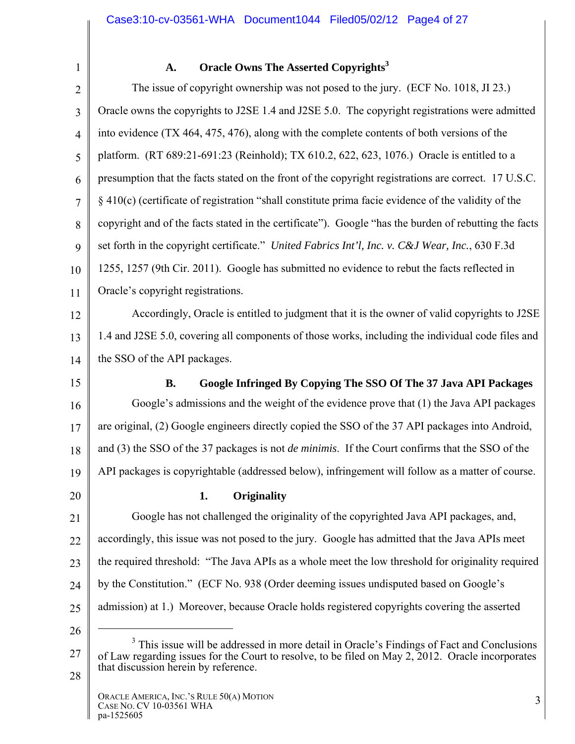### A. Oracle Owns The Asserted Copyrights[3]

The issue of copyright ownership was not posed to the jury. (ECF No. 1018, JI 23.) Oracle owns the copyrights to J2SE 1.4 and J2SE 5.0. The copyright registrations were admitted into evidence (TX 464, 475, 476), along with the complete contents of both versions of the platform. (RT 689:21-691:23 (Reinhold); TX 610.2, 622, 623, 1076.) Oracle is entitled to a presumption that the facts stated on the front of the copyright registrations are correct. 17 U.S.C. § 410(c) (certificate of registration "shall constitute prima facie evidence of the validity of the copyright and of the facts stated in the certificate"). Google "has the burden of rebutting the facts set forth in the copyright certificate." *United Fabrics Int'l, Inc. v. C&J Wear, Inc.*, 630 F.3d 1255, 1257 (9th Cir. 2011). Google has submitted no evidence to rebut the facts reflected in Oracle's copyright registrations.

Accordingly, Oracle is entitled to judgment that it is the owner of valid copyrights to J2SE 1.4 and J2SE 5.0, covering all components of those works, including the individual code files and the SSO of the API packages.

### B. Google Infringed By Copying The SSO Of The 37 Java API Packages

Google's admissions and the weight of the evidence prove that (1) the Java API packages are original, (2) Google engineers directly copied the SSO of the 37 API packages into Android, and (3) the SSO of the 37 packages is not *de minimis*. If the Court confirms that the SSO of the API packages is copyrightable (addressed below), infringement will follow as a matter of course.

#### 1. Originality

Google has not challenged the originality of the copyrighted Java API packages, and, accordingly, this issue was not posed to the jury. Google has admitted that the Java APIs meet the required threshold: "The Java APIs as a whole meet the low threshold for originality required by the Constitution." (ECF No. 938 (Order deeming issues undisputed based on Google's admission) at 1.) Moreover, because Oracle holds registered copyrights covering the asserted

---

[3] This issue will be addressed in more detail in Oracle's Findings of Fact and Conclusions of Law regarding issues for the Court to resolve, to be filed on May 2, 2012. Oracle incorporates that discussion herein by reference.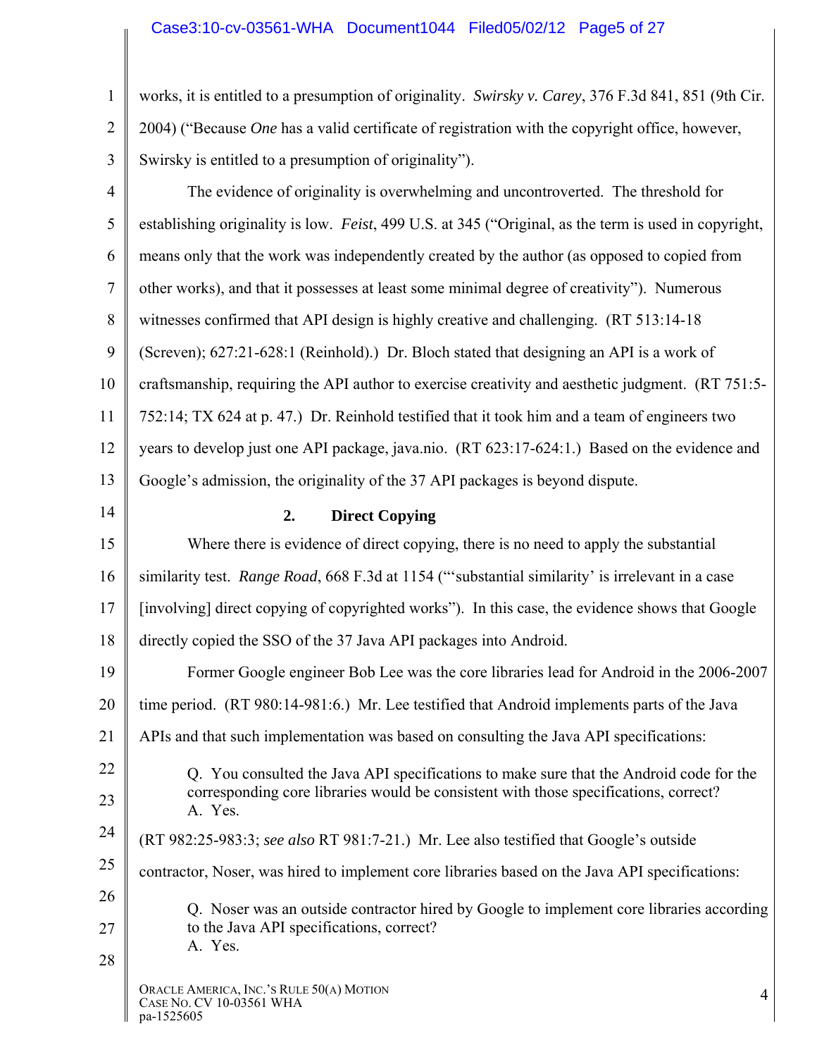works, it is entitled to a presumption of originality. *Swirsky v. Carey*, 376 F.3d 841, 851 (9th Cir. 2004) ("Because *One* has a valid certificate of registration with the copyright office, however, Swirsky is entitled to a presumption of originality").

The evidence of originality is overwhelming and uncontroverted. The threshold for establishing originality is low. *Feist*, 499 U.S. at 345 ("Original, as the term is used in copyright, means only that the work was independently created by the author (as opposed to copied from other works), and that it possesses at least some minimal degree of creativity"). Numerous witnesses confirmed that API design is highly creative and challenging. (RT 513:14-18 (Screven); 627:21-628:1 (Reinhold).) Dr. Bloch stated that designing an API is a work of craftsmanship, requiring the API author to exercise creativity and aesthetic judgment. (RT 751:5-752:14; TX 624 at p. 47.) Dr. Reinhold testified that it took him and a team of engineers two years to develop just one API package, java.nio. (RT 623:17-624:1.) Based on the evidence and Google's admission, the originality of the 37 API packages is beyond dispute.

### 2. Direct Copying

Where there is evidence of direct copying, there is no need to apply the substantial similarity test. *Range Road*, 668 F.3d at 1154 ("'substantial similarity' is irrelevant in a case [involving] direct copying of copyrighted works"). In this case, the evidence shows that Google directly copied the SSO of the 37 Java API packages into Android.

Former Google engineer Bob Lee was the core libraries lead for Android in the 2006-2007 time period. (RT 980:14-981:6.) Mr. Lee testified that Android implements parts of the Java APIs and that such implementation was based on consulting the Java API specifications:

> Q. You consulted the Java API specifications to make sure that the Android code for the corresponding core libraries would be consistent with those specifications, correct?
> A. Yes.

(RT 982:25-983:3; *see also* RT 981:7-21.) Mr. Lee also testified that Google's outside contractor, Noser, was hired to implement core libraries based on the Java API specifications:

> Q. Noser was an outside contractor hired by Google to implement core libraries according to the Java API specifications, correct?
> A. Yes.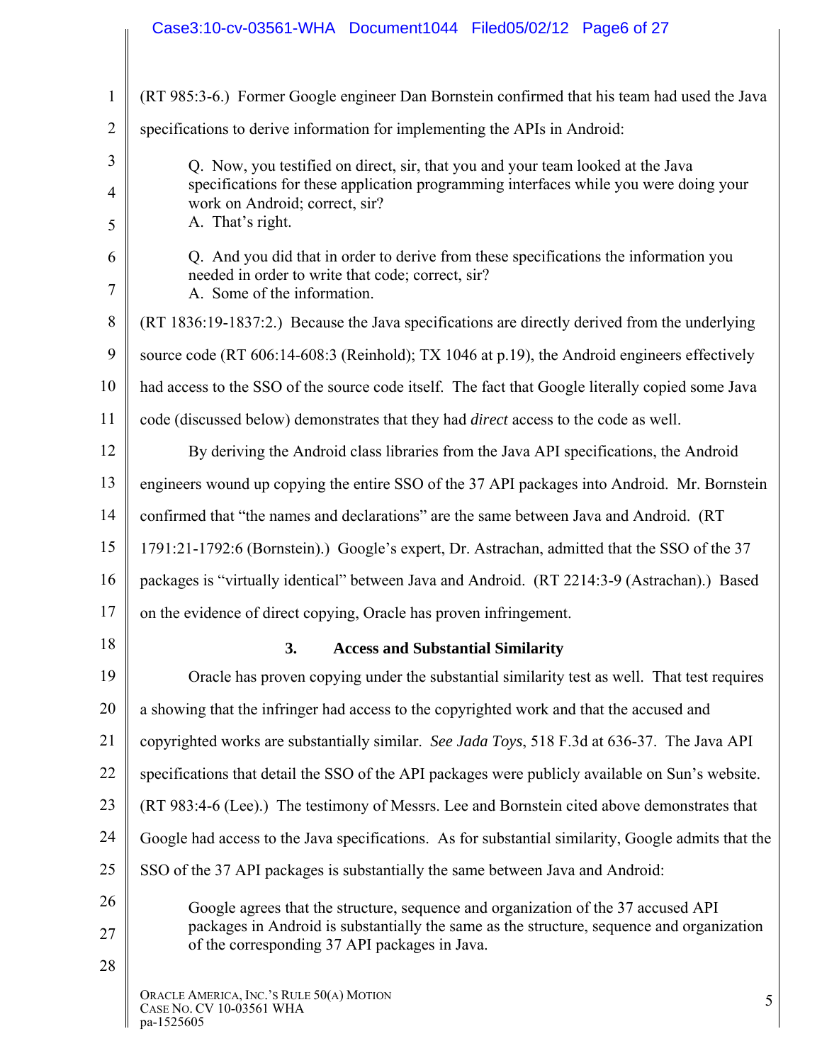(RT 985:3-6.) Former Google engineer Dan Bornstein confirmed that his team had used the Java specifications to derive information for implementing the APIs in Android:

> Q. Now, you testified on direct, sir, that you and your team looked at the Java specifications for these application programming interfaces while you were doing your work on Android; correct, sir?
> A. That's right.
>
> Q. And you did that in order to derive from these specifications the information you needed in order to write that code; correct, sir?
> A. Some of the information.

(RT 1836:19-1837:2.) Because the Java specifications are directly derived from the underlying source code (RT 606:14-608:3 (Reinhold); TX 1046 at p.19), the Android engineers effectively had access to the SSO of the source code itself. The fact that Google literally copied some Java code (discussed below) demonstrates that they had *direct* access to the code as well.

By deriving the Android class libraries from the Java API specifications, the Android engineers wound up copying the entire SSO of the 37 API packages into Android. Mr. Bornstein confirmed that "the names and declarations" are the same between Java and Android. (RT 1791:21-1792:6 (Bornstein).) Google's expert, Dr. Astrachan, admitted that the SSO of the 37 packages is "virtually identical" between Java and Android. (RT 2214:3-9 (Astrachan).) Based on the evidence of direct copying, Oracle has proven infringement.

### 3. Access and Substantial Similarity

Oracle has proven copying under the substantial similarity test as well. That test requires a showing that the infringer had access to the copyrighted work and that the accused and copyrighted works are substantially similar. *See Jada Toys*, 518 F.3d at 636-37. The Java API specifications that detail the SSO of the API packages were publicly available on Sun's website. (RT 983:4-6 (Lee).) The testimony of Messrs. Lee and Bornstein cited above demonstrates that Google had access to the Java specifications. As for substantial similarity, Google admits that the SSO of the 37 API packages is substantially the same between Java and Android:

> Google agrees that the structure, sequence and organization of the 37 accused API packages in Android is substantially the same as the structure, sequence and organization of the corresponding 37 API packages in Java.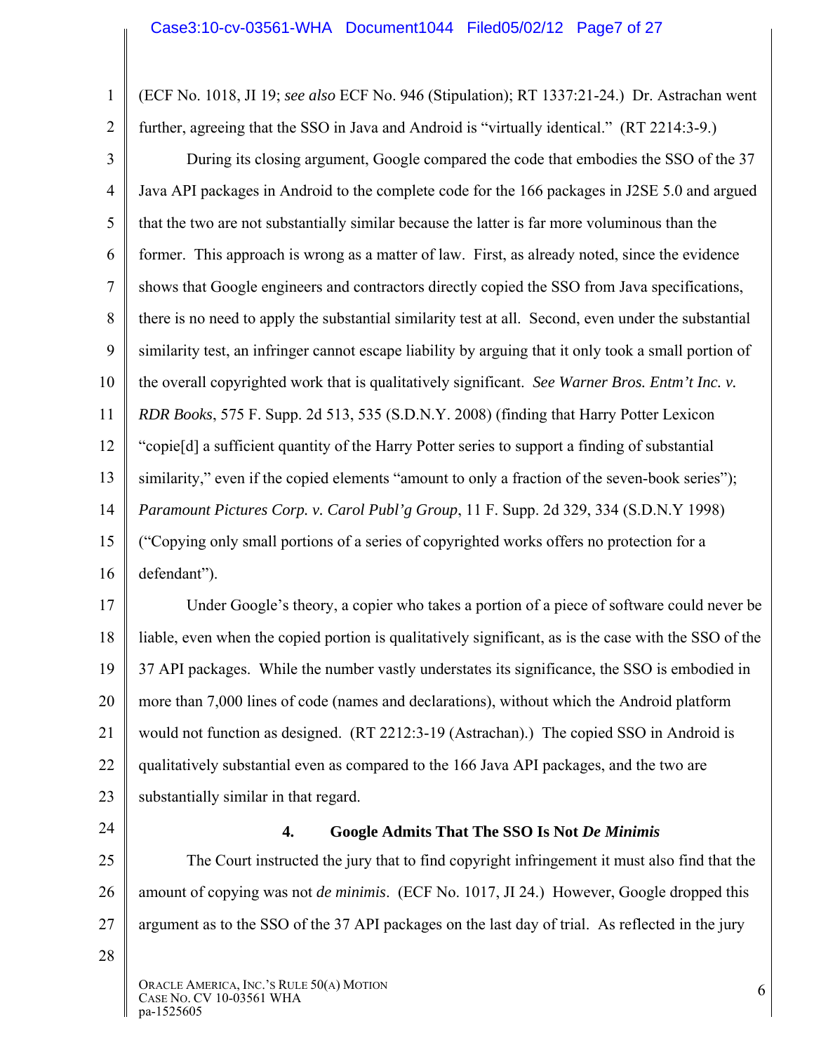(ECF No. 1018, JI 19; *see also* ECF No. 946 (Stipulation); RT 1337:21-24.) Dr. Astrachan went further, agreeing that the SSO in Java and Android is "virtually identical." (RT 2214:3-9.)

During its closing argument, Google compared the code that embodies the SSO of the 37 Java API packages in Android to the complete code for the 166 packages in J2SE 5.0 and argued that the two are not substantially similar because the latter is far more voluminous than the former. This approach is wrong as a matter of law. First, as already noted, since the evidence shows that Google engineers and contractors directly copied the SSO from Java specifications, there is no need to apply the substantial similarity test at all. Second, even under the substantial similarity test, an infringer cannot escape liability by arguing that it only took a small portion of the overall copyrighted work that is qualitatively significant. *See Warner Bros. Entm't Inc. v. RDR Books*, 575 F. Supp. 2d 513, 535 (S.D.N.Y. 2008) (finding that Harry Potter Lexicon "copie[d] a sufficient quantity of the Harry Potter series to support a finding of substantial similarity," even if the copied elements "amount to only a fraction of the seven-book series"); *Paramount Pictures Corp. v. Carol Publ'g Group*, 11 F. Supp. 2d 329, 334 (S.D.N.Y 1998) ("Copying only small portions of a series of copyrighted works offers no protection for a defendant").

Under Google's theory, a copier who takes a portion of a piece of software could never be liable, even when the copied portion is qualitatively significant, as is the case with the SSO of the 37 API packages. While the number vastly understates its significance, the SSO is embodied in more than 7,000 lines of code (names and declarations), without which the Android platform would not function as designed. (RT 2212:3-19 (Astrachan).) The copied SSO in Android is qualitatively substantial even as compared to the 166 Java API packages, and the two are substantially similar in that regard.

### 4. Google Admits That The SSO Is Not *De Minimis*

The Court instructed the jury that to find copyright infringement it must also find that the amount of copying was not *de minimis*. (ECF No. 1017, JI 24.) However, Google dropped this argument as to the SSO of the 37 API packages on the last day of trial. As reflected in the jury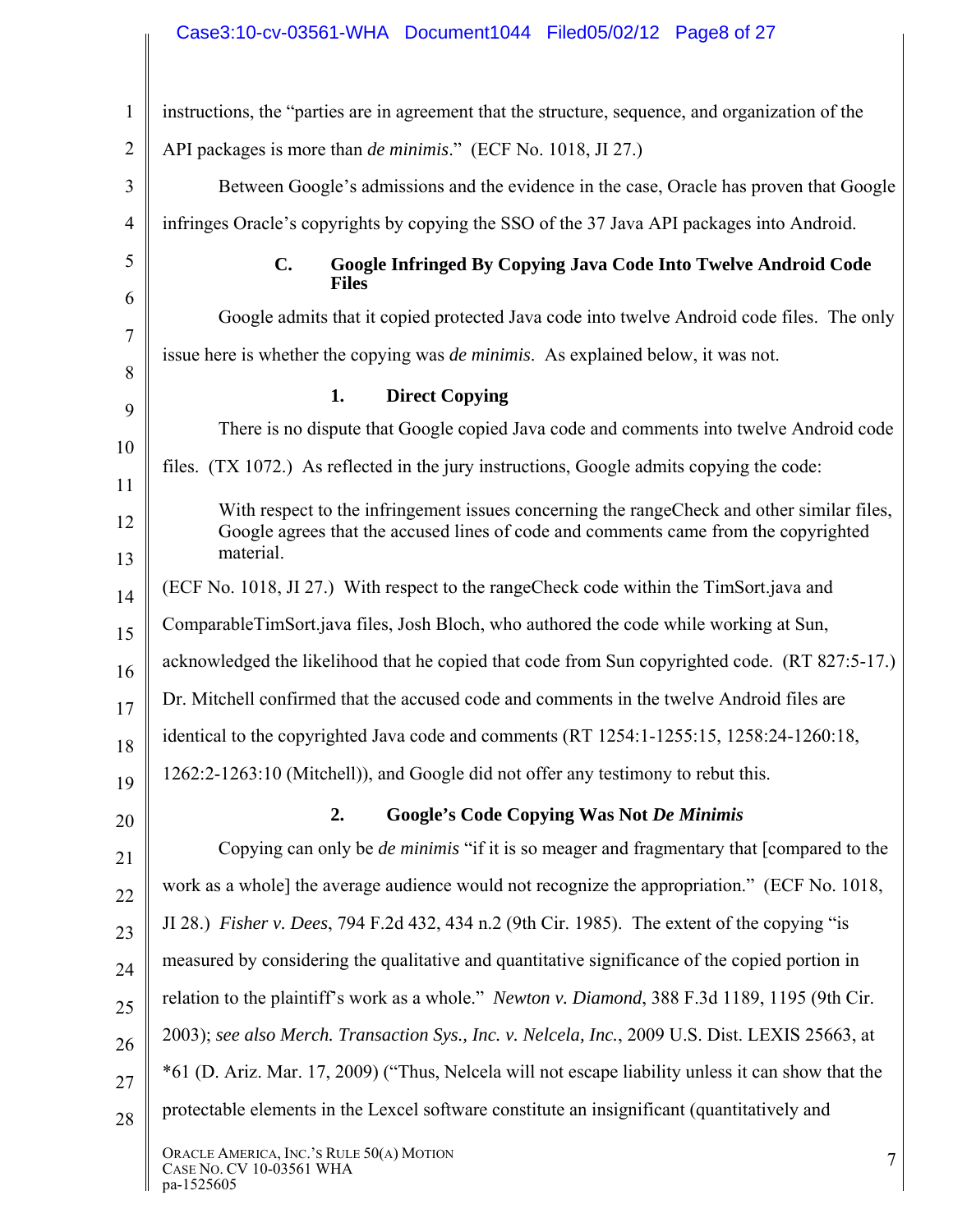instructions, the "parties are in agreement that the structure, sequence, and organization of the API packages is more than *de minimis*." (ECF No. 1018, JI 27.)

Between Google's admissions and the evidence in the case, Oracle has proven that Google infringes Oracle's copyrights by copying the SSO of the 37 Java API packages into Android.

### C. Google Infringed By Copying Java Code Into Twelve Android Code Files

Google admits that it copied protected Java code into twelve Android code files. The only issue here is whether the copying was *de minimis*. As explained below, it was not.

#### 1. Direct Copying

There is no dispute that Google copied Java code and comments into twelve Android code files. (TX 1072.) As reflected in the jury instructions, Google admits copying the code:

> With respect to the infringement issues concerning the rangeCheck and other similar files, Google agrees that the accused lines of code and comments came from the copyrighted material.

(ECF No. 1018, JI 27.) With respect to the rangeCheck code within the TimSort.java and ComparableTimSort.java files, Josh Bloch, who authored the code while working at Sun, acknowledged the likelihood that he copied that code from Sun copyrighted code. (RT 827:5-17.) Dr. Mitchell confirmed that the accused code and comments in the twelve Android files are identical to the copyrighted Java code and comments (RT 1254:1-1255:15, 1258:24-1260:18, 1262:2-1263:10 (Mitchell)), and Google did not offer any testimony to rebut this.

#### 2. Google's Code Copying Was Not *De Minimis*

Copying can only be *de minimis* "if it is so meager and fragmentary that [compared to the work as a whole] the average audience would not recognize the appropriation." (ECF No. 1018, JI 28.) *Fisher v. Dees*, 794 F.2d 432, 434 n.2 (9th Cir. 1985). The extent of the copying "is measured by considering the qualitative and quantitative significance of the copied portion in relation to the plaintiff's work as a whole." *Newton v. Diamond*, 388 F.3d 1189, 1195 (9th Cir. 2003); *see also Merch. Transaction Sys., Inc. v. Nelcela, Inc.*, 2009 U.S. Dist. LEXIS 25663, at *61 (D. Ariz. Mar. 17, 2009) ("Thus, Nelcela will not escape liability unless it can show that the protectable elements in the Lexcel software constitute an insignificant (quantitatively and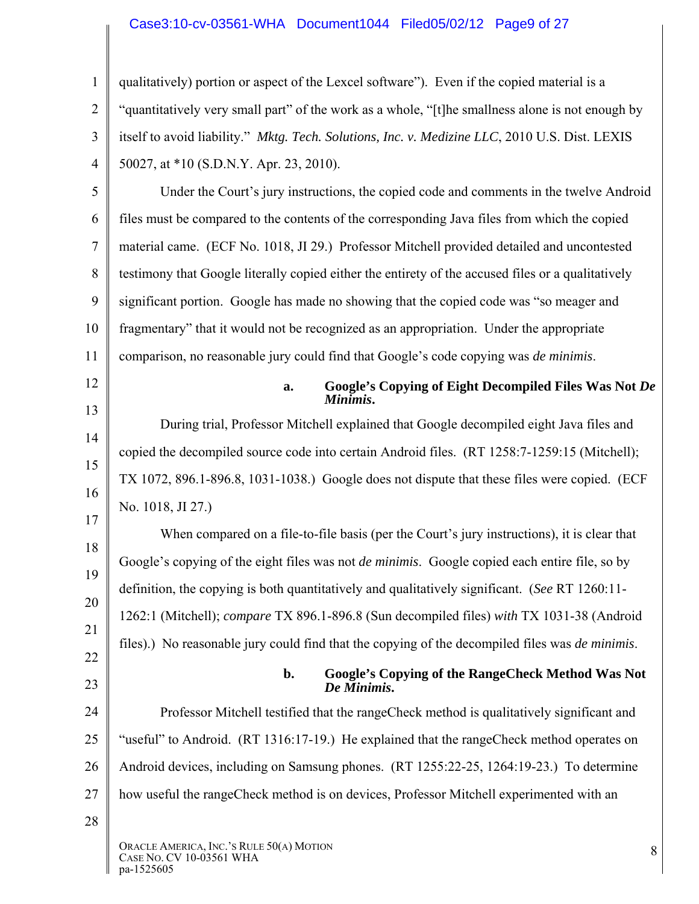qualitatively) portion or aspect of the Lexcel software"). Even if the copied material is a "quantitatively very small part" of the work as a whole, "[t]he smallness alone is not enough by itself to avoid liability." *Mktg. Tech. Solutions, Inc. v. Medizine LLC*, 2010 U.S. Dist. LEXIS 50027, at *10 (S.D.N.Y. Apr. 23, 2010).

Under the Court's jury instructions, the copied code and comments in the twelve Android files must be compared to the contents of the corresponding Java files from which the copied material came. (ECF No. 1018, JI 29.) Professor Mitchell provided detailed and uncontested testimony that Google literally copied either the entirety of the accused files or a qualitatively significant portion. Google has made no showing that the copied code was "so meager and fragmentary" that it would not be recognized as an appropriation. Under the appropriate comparison, no reasonable jury could find that Google's code copying was *de minimis*.

**a. Google's Copying of Eight Decompiled Files Was Not *De Minimis*.**

During trial, Professor Mitchell explained that Google decompiled eight Java files and copied the decompiled source code into certain Android files. (RT 1258:7-1259:15 (Mitchell); TX 1072, 896.1-896.8, 1031-1038.) Google does not dispute that these files were copied. (ECF No. 1018, JI 27.)

When compared on a file-to-file basis (per the Court's jury instructions), it is clear that Google's copying of the eight files was not *de minimis*. Google copied each entire file, so by definition, the copying is both quantitatively and qualitatively significant. (*See* RT 1260:11-1262:1 (Mitchell); *compare* TX 896.1-896.8 (Sun decompiled files) *with* TX 1031-38 (Android files).) No reasonable jury could find that the copying of the decompiled files was *de minimis*.

**b. Google's Copying of the RangeCheck Method Was Not *De Minimis*.**

Professor Mitchell testified that the rangeCheck method is qualitatively significant and "useful" to Android. (RT 1316:17-19.) He explained that the rangeCheck method operates on Android devices, including on Samsung phones. (RT 1255:22-25, 1264:19-23.) To determine how useful the rangeCheck method is on devices, Professor Mitchell experimented with an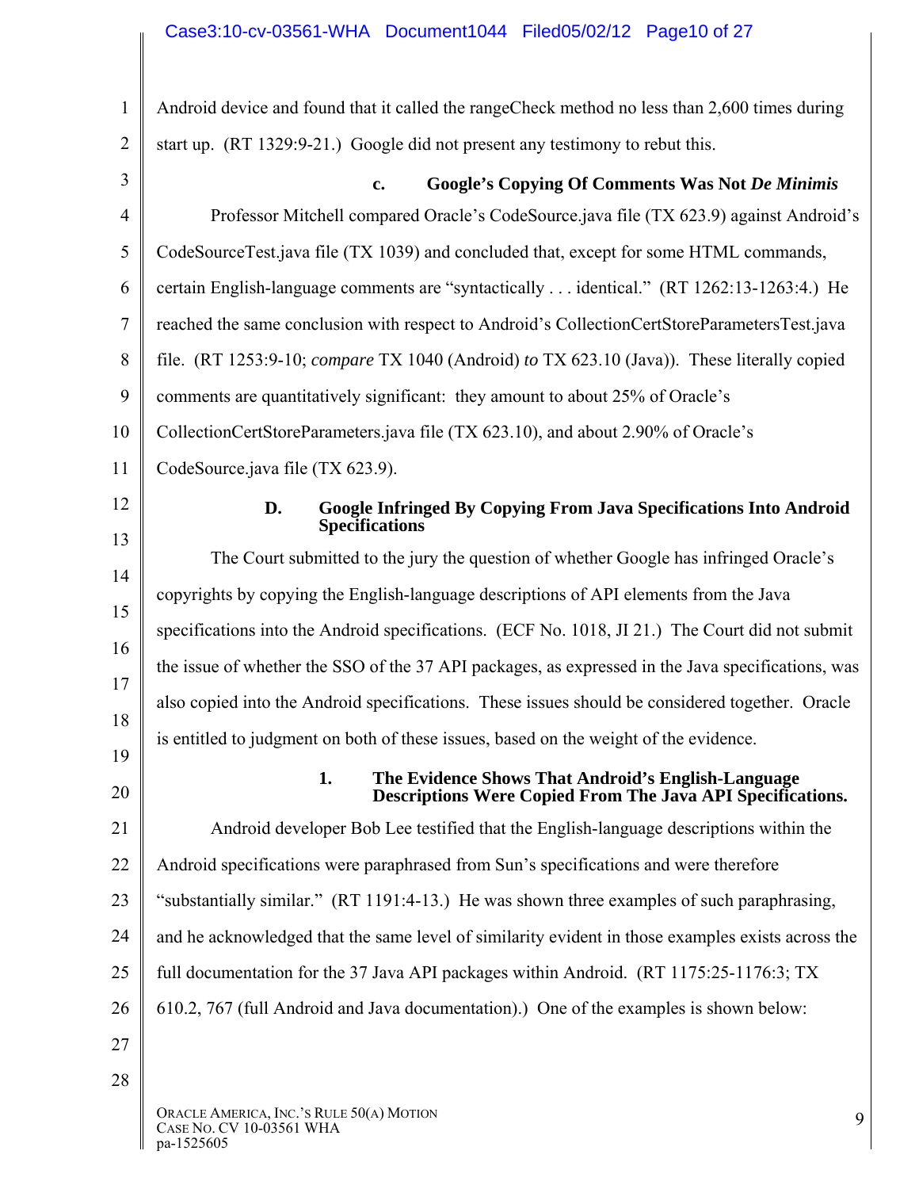Android device and found that it called the rangeCheck method no less than 2,600 times during start up. (RT 1329:9-21.) Google did not present any testimony to rebut this.

#### c. Google's Copying Of Comments Was Not *De Minimis*

Professor Mitchell compared Oracle's CodeSource.java file (TX 623.9) against Android's CodeSourceTest.java file (TX 1039) and concluded that, except for some HTML commands, certain English-language comments are "syntactically . . . identical." (RT 1262:13-1263:4.) He reached the same conclusion with respect to Android's CollectionCertStoreParametersTest.java file. (RT 1253:9-10; *compare* TX 1040 (Android) *to* TX 623.10 (Java)). These literally copied comments are quantitatively significant: they amount to about 25% of Oracle's CollectionCertStoreParameters.java file (TX 623.10), and about 2.90% of Oracle's CodeSource.java file (TX 623.9).

### D. Google Infringed By Copying From Java Specifications Into Android Specifications

The Court submitted to the jury the question of whether Google has infringed Oracle's copyrights by copying the English-language descriptions of API elements from the Java specifications into the Android specifications. (ECF No. 1018, JI 21.) The Court did not submit the issue of whether the SSO of the 37 API packages, as expressed in the Java specifications, was also copied into the Android specifications. These issues should be considered together. Oracle is entitled to judgment on both of these issues, based on the weight of the evidence.

#### 1. The Evidence Shows That Android's English-Language Descriptions Were Copied From The Java API Specifications.

Android developer Bob Lee testified that the English-language descriptions within the Android specifications were paraphrased from Sun's specifications and were therefore "substantially similar." (RT 1191:4-13.) He was shown three examples of such paraphrasing, and he acknowledged that the same level of similarity evident in those examples exists across the full documentation for the 37 Java API packages within Android. (RT 1175:25-1176:3; TX 610.2, 767 (full Android and Java documentation).) One of the examples is shown below: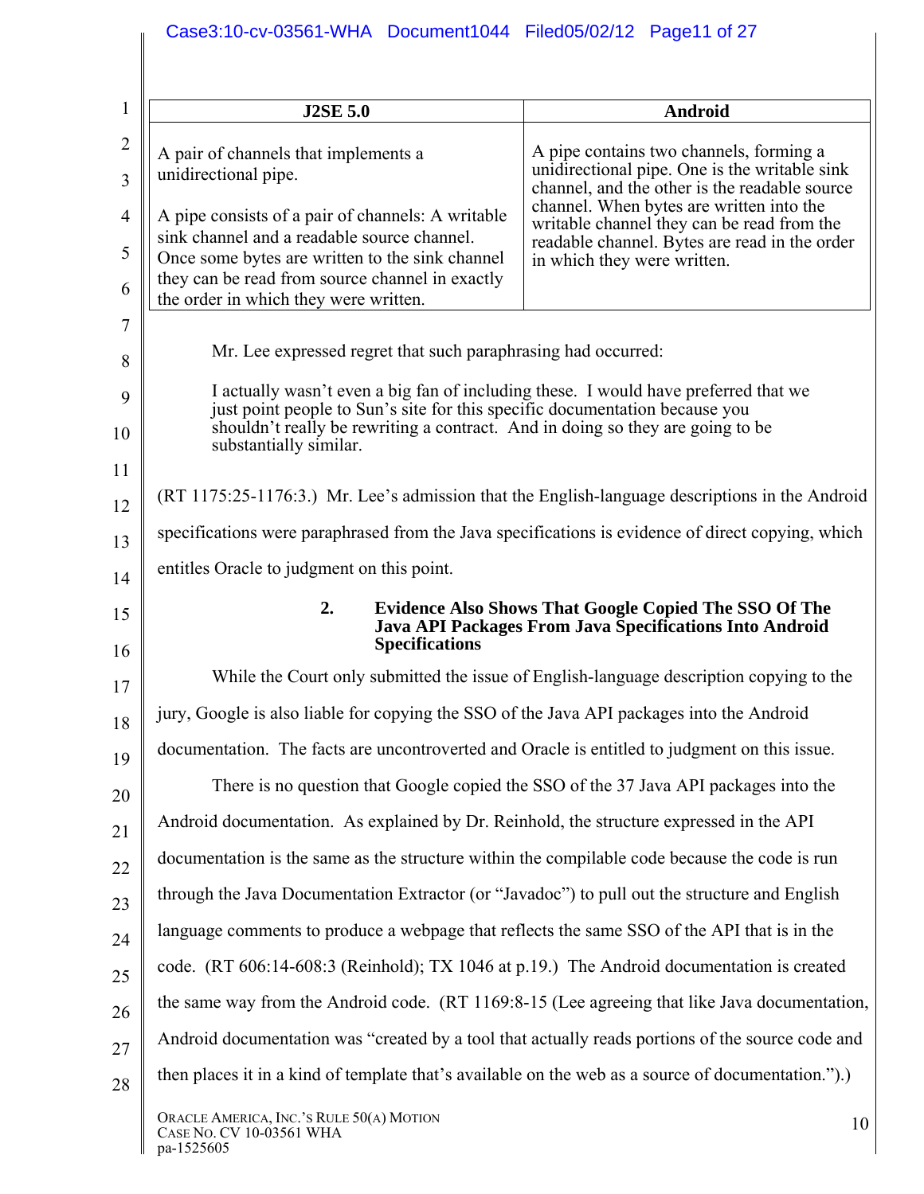| J2SE 5.0 | Android |
|---|---|
| A pair of channels that implements a unidirectional pipe.<br><br>A pipe consists of a pair of channels: A writable sink channel and a readable source channel. Once some bytes are written to the sink channel they can be read from source channel in exactly the order in which they were written. | A pipe contains two channels, forming a unidirectional pipe. One is the writable sink channel, and the other is the readable source channel. When bytes are written into the writable channel they can be read from the readable channel. Bytes are read in the order in which they were written. |

Mr. Lee expressed regret that such paraphrasing had occurred:

> I actually wasn't even a big fan of including these. I would have preferred that we just point people to Sun's site for this specific documentation because you shouldn't really be rewriting a contract. And in doing so they are going to be substantially similar.

(RT 1175:25-1176:3.) Mr. Lee's admission that the English-language descriptions in the Android specifications were paraphrased from the Java specifications is evidence of direct copying, which entitles Oracle to judgment on this point.

### 2. Evidence Also Shows That Google Copied The SSO Of The Java API Packages From Java Specifications Into Android Specifications

While the Court only submitted the issue of English-language description copying to the jury, Google is also liable for copying the SSO of the Java API packages into the Android documentation. The facts are uncontroverted and Oracle is entitled to judgment on this issue.

There is no question that Google copied the SSO of the 37 Java API packages into the Android documentation. As explained by Dr. Reinhold, the structure expressed in the API documentation is the same as the structure within the compilable code because the code is run through the Java Documentation Extractor (or "Javadoc") to pull out the structure and English language comments to produce a webpage that reflects the same SSO of the API that is in the code. (RT 606:14-608:3 (Reinhold); TX 1046 at p.19.) The Android documentation is created the same way from the Android code. (RT 1169:8-15 (Lee agreeing that like Java documentation, Android documentation was "created by a tool that actually reads portions of the source code and then places it in a kind of template that's available on the web as a source of documentation.").)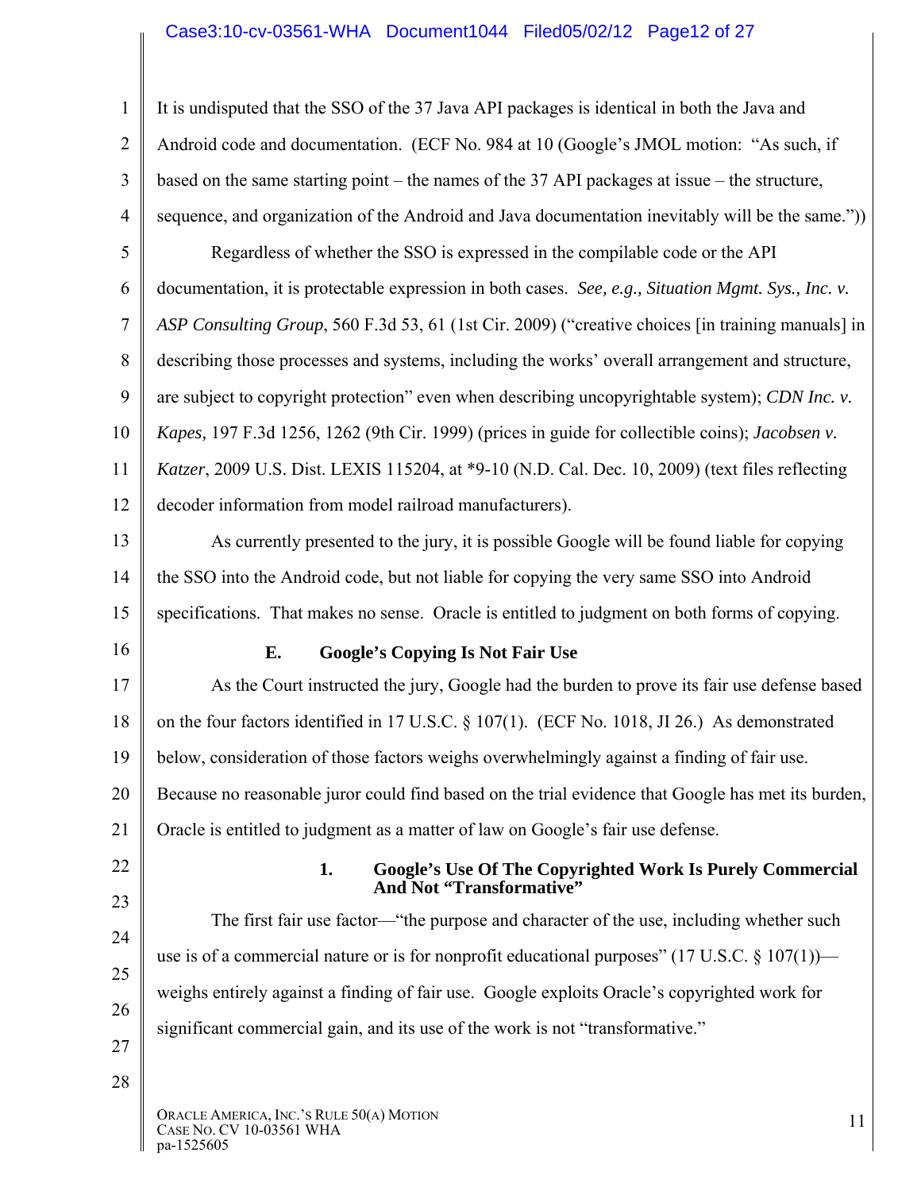It is undisputed that the SSO of the 37 Java API packages is identical in both the Java and Android code and documentation. (ECF No. 984 at 10 (Google's JMOL motion: "As such, if based on the same starting point – the names of the 37 API packages at issue – the structure, sequence, and organization of the Android and Java documentation inevitably will be the same."))

Regardless of whether the SSO is expressed in the compilable code or the API documentation, it is protectable expression in both cases. *See, e.g., Situation Mgmt. Sys., Inc. v. ASP Consulting Group*, 560 F.3d 53, 61 (1st Cir. 2009) ("creative choices [in training manuals] in describing those processes and systems, including the works' overall arrangement and structure, are subject to copyright protection" even when describing uncopyrightable system); *CDN Inc. v. Kapes,* 197 F.3d 1256, 1262 (9th Cir. 1999) (prices in guide for collectible coins); *Jacobsen v. Katzer*, 2009 U.S. Dist. LEXIS 115204, at *9-10 (N.D. Cal. Dec. 10, 2009) (text files reflecting decoder information from model railroad manufacturers).

As currently presented to the jury, it is possible Google will be found liable for copying the SSO into the Android code, but not liable for copying the very same SSO into Android specifications. That makes no sense. Oracle is entitled to judgment on both forms of copying.

### E. Google's Copying Is Not Fair Use

As the Court instructed the jury, Google had the burden to prove its fair use defense based on the four factors identified in 17 U.S.C. § 107(1). (ECF No. 1018, JI 26.) As demonstrated below, consideration of those factors weighs overwhelmingly against a finding of fair use. Because no reasonable juror could find based on the trial evidence that Google has met its burden, Oracle is entitled to judgment as a matter of law on Google's fair use defense.

#### 1. Google's Use Of The Copyrighted Work Is Purely Commercial And Not "Transformative"

The first fair use factor—"the purpose and character of the use, including whether such use is of a commercial nature or is for nonprofit educational purposes" (17 U.S.C. § 107(1))—weighs entirely against a finding of fair use. Google exploits Oracle's copyrighted work for significant commercial gain, and its use of the work is not "transformative."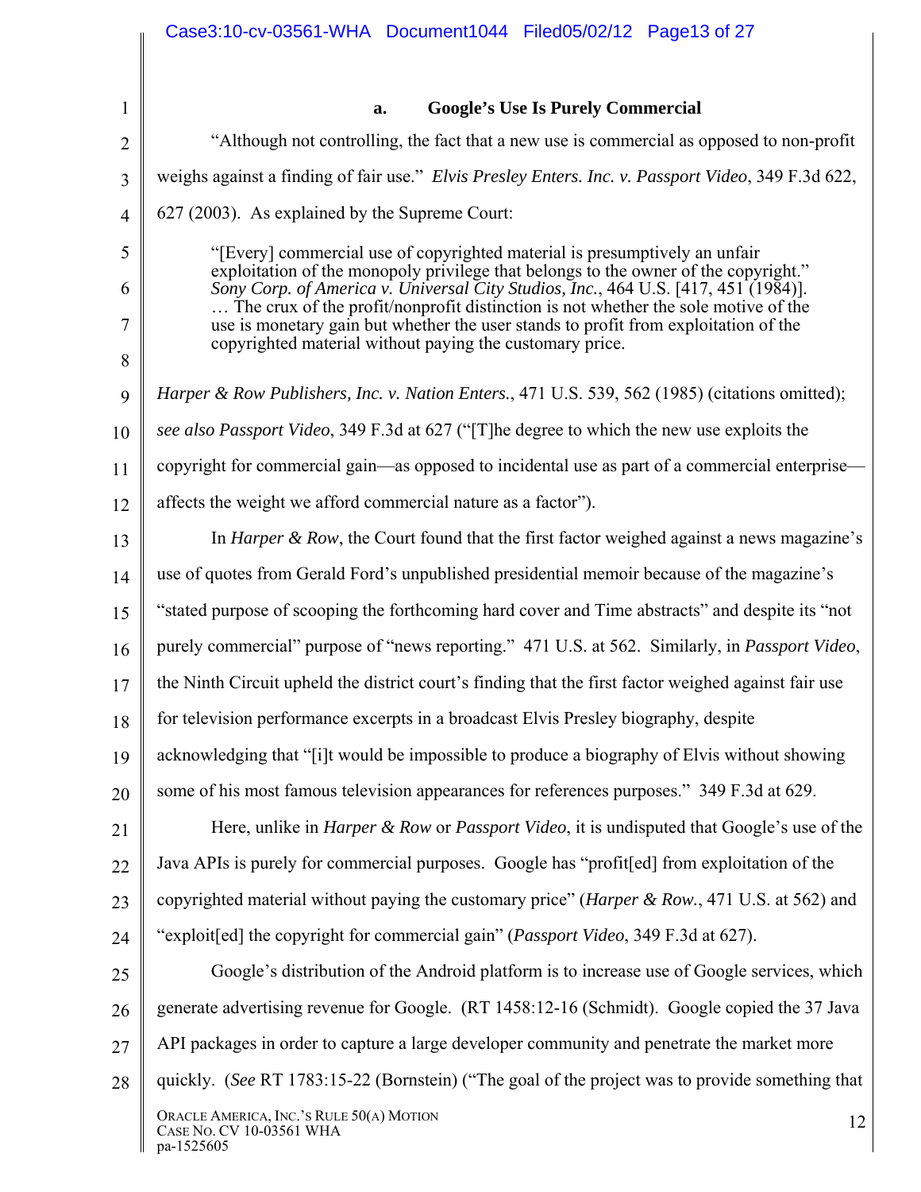#### a. Google's Use Is Purely Commercial

"Although not controlling, the fact that a new use is commercial as opposed to non-profit weighs against a finding of fair use." *Elvis Presley Enters. Inc. v. Passport Video*, 349 F.3d 622, 627 (2003). As explained by the Supreme Court:

> "[Every] commercial use of copyrighted material is presumptively an unfair exploitation of the monopoly privilege that belongs to the owner of the copyright." *Sony Corp. of America v. Universal City Studios, Inc.*, 464 U.S. [417, 451 (1984)]. … The crux of the profit/nonprofit distinction is not whether the sole motive of the use is monetary gain but whether the user stands to profit from exploitation of the copyrighted material without paying the customary price.

*Harper & Row Publishers, Inc. v. Nation Enters.*, 471 U.S. 539, 562 (1985) (citations omitted); *see also Passport Video*, 349 F.3d at 627 ("[T]he degree to which the new use exploits the copyright for commercial gain—as opposed to incidental use as part of a commercial enterprise—affects the weight we afford commercial nature as a factor").

In *Harper & Row*, the Court found that the first factor weighed against a news magazine's use of quotes from Gerald Ford's unpublished presidential memoir because of the magazine's "stated purpose of scooping the forthcoming hard cover and Time abstracts" and despite its "not purely commercial" purpose of "news reporting." 471 U.S. at 562. Similarly, in *Passport Video*, the Ninth Circuit upheld the district court's finding that the first factor weighed against fair use for television performance excerpts in a broadcast Elvis Presley biography, despite acknowledging that "[i]t would be impossible to produce a biography of Elvis without showing some of his most famous television appearances for references purposes." 349 F.3d at 629.

Here, unlike in *Harper & Row* or *Passport Video*, it is undisputed that Google's use of the Java APIs is purely for commercial purposes. Google has "profit[ed] from exploitation of the copyrighted material without paying the customary price" (*Harper & Row.*, 471 U.S. at 562) and "exploit[ed] the copyright for commercial gain" (*Passport Video*, 349 F.3d at 627).

Google's distribution of the Android platform is to increase use of Google services, which generate advertising revenue for Google. (RT 1458:12-16 (Schmidt). Google copied the 37 Java API packages in order to capture a large developer community and penetrate the market more quickly. (*See* RT 1783:15-22 (Bornstein) ("The goal of the project was to provide something that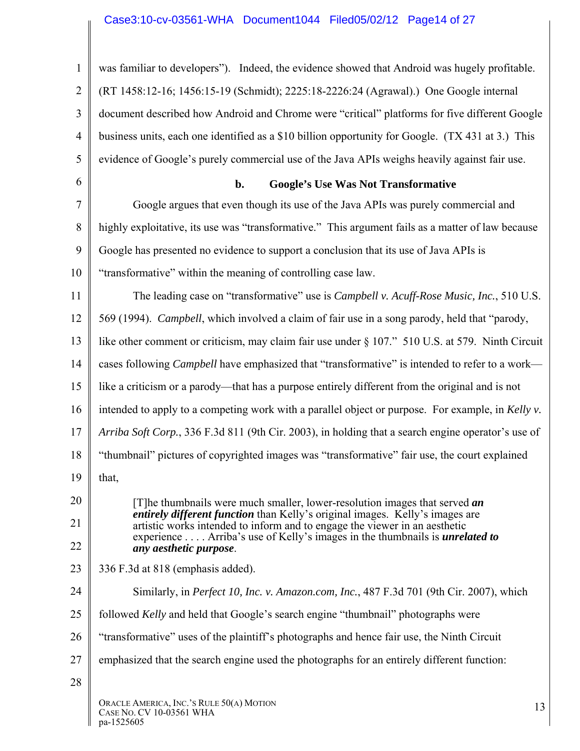was familiar to developers"). Indeed, the evidence showed that Android was hugely profitable. (RT 1458:12-16; 1456:15-19 (Schmidt); 2225:18-2226:24 (Agrawal).) One Google internal document described how Android and Chrome were "critical" platforms for five different Google business units, each one identified as a $10 billion opportunity for Google. (TX 431 at 3.) This evidence of Google's purely commercial use of the Java APIs weighs heavily against fair use.

#### b. Google's Use Was Not Transformative

Google argues that even though its use of the Java APIs was purely commercial and highly exploitative, its use was "transformative." This argument fails as a matter of law because Google has presented no evidence to support a conclusion that its use of Java APIs is "transformative" within the meaning of controlling case law.

The leading case on "transformative" use is *Campbell v. Acuff-Rose Music, Inc.*, 510 U.S. 569 (1994). *Campbell*, which involved a claim of fair use in a song parody, held that "parody, like other comment or criticism, may claim fair use under § 107." 510 U.S. at 579. Ninth Circuit cases following *Campbell* have emphasized that "transformative" is intended to refer to a work—like a criticism or a parody—that has a purpose entirely different from the original and is not intended to apply to a competing work with a parallel object or purpose. For example, in *Kelly v. Arriba Soft Corp.*, 336 F.3d 811 (9th Cir. 2003), in holding that a search engine operator's use of "thumbnail" pictures of copyrighted images was "transformative" fair use, the court explained that,

> [T]he thumbnails were much smaller, lower-resolution images that served ***an entirely different function*** than Kelly's original images. Kelly's images are artistic works intended to inform and to engage the viewer in an aesthetic experience . . . . Arriba's use of Kelly's images in the thumbnails is ***unrelated to any aesthetic purpose***.

336 F.3d at 818 (emphasis added).

Similarly, in *Perfect 10, Inc. v. Amazon.com, Inc.*, 487 F.3d 701 (9th Cir. 2007), which followed *Kelly* and held that Google's search engine "thumbnail" photographs were "transformative" uses of the plaintiff's photographs and hence fair use, the Ninth Circuit emphasized that the search engine used the photographs for an entirely different function: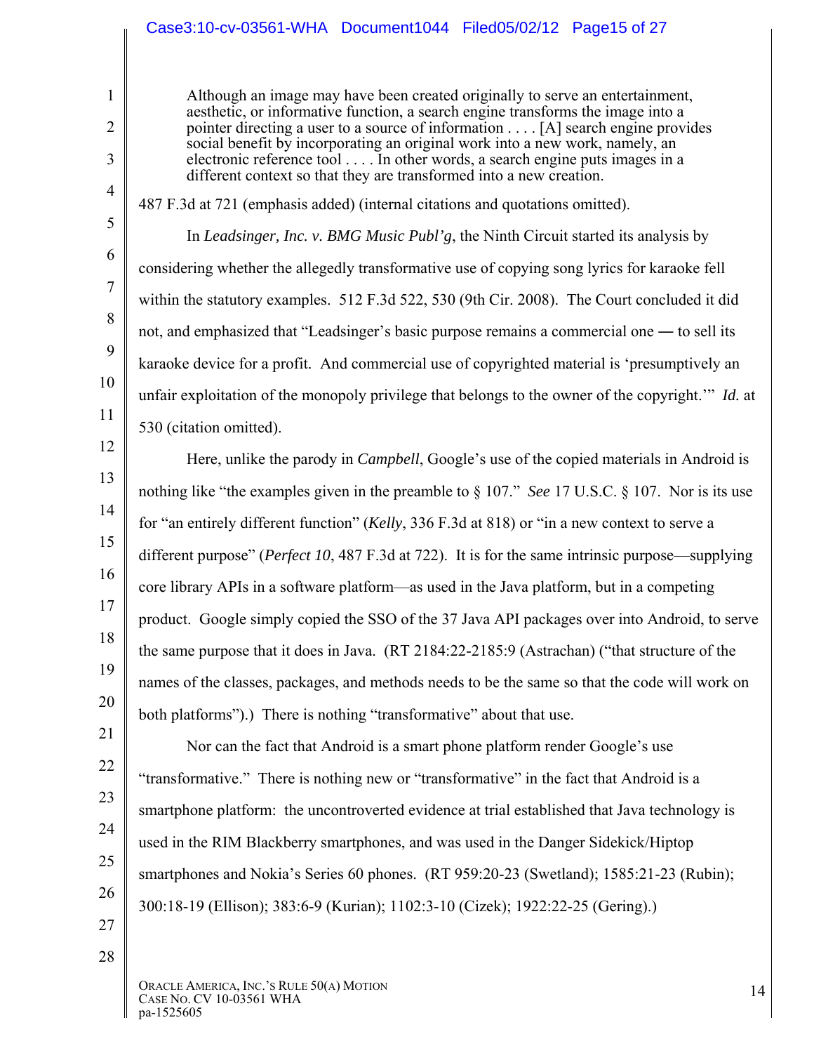> Although an image may have been created originally to serve an entertainment, aesthetic, or informative function, a search engine transforms the image into a pointer directing a user to a source of information . . . . [A] search engine provides social benefit by incorporating an original work into a new work, namely, an electronic reference tool . . . . In other words, a search engine puts images in a different context so that they are transformed into a new creation.

487 F.3d at 721 (emphasis added) (internal citations and quotations omitted).

In *Leadsinger, Inc. v. BMG Music Publ'g*, the Ninth Circuit started its analysis by considering whether the allegedly transformative use of copying song lyrics for karaoke fell within the statutory examples. 512 F.3d 522, 530 (9th Cir. 2008). The Court concluded it did not, and emphasized that "Leadsinger's basic purpose remains a commercial one — to sell its karaoke device for a profit. And commercial use of copyrighted material is 'presumptively an unfair exploitation of the monopoly privilege that belongs to the owner of the copyright.'" *Id.* at 530 (citation omitted).

Here, unlike the parody in *Campbell*, Google's use of the copied materials in Android is nothing like "the examples given in the preamble to § 107." *See* 17 U.S.C. § 107. Nor is its use for "an entirely different function" (*Kelly*, 336 F.3d at 818) or "in a new context to serve a different purpose" (*Perfect 10*, 487 F.3d at 722). It is for the same intrinsic purpose—supplying core library APIs in a software platform—as used in the Java platform, but in a competing product. Google simply copied the SSO of the 37 Java API packages over into Android, to serve the same purpose that it does in Java. (RT 2184:22-2185:9 (Astrachan) ("that structure of the names of the classes, packages, and methods needs to be the same so that the code will work on both platforms").) There is nothing "transformative" about that use.

Nor can the fact that Android is a smart phone platform render Google's use "transformative." There is nothing new or "transformative" in the fact that Android is a smartphone platform: the uncontroverted evidence at trial established that Java technology is used in the RIM Blackberry smartphones, and was used in the Danger Sidekick/Hiptop smartphones and Nokia's Series 60 phones. (RT 959:20-23 (Swetland); 1585:21-23 (Rubin); 300:18-19 (Ellison); 383:6-9 (Kurian); 1102:3-10 (Cizek); 1922:22-25 (Gering).)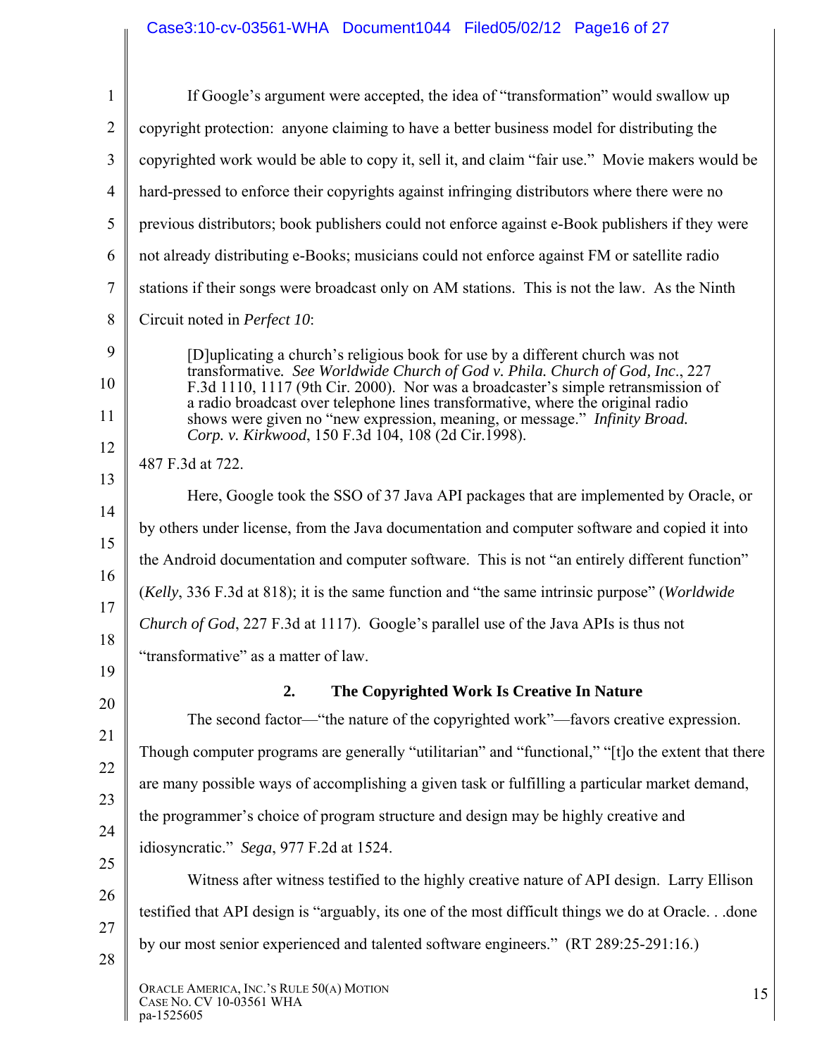If Google's argument were accepted, the idea of "transformation" would swallow up copyright protection: anyone claiming to have a better business model for distributing the copyrighted work would be able to copy it, sell it, and claim "fair use." Movie makers would be hard-pressed to enforce their copyrights against infringing distributors where there were no previous distributors; book publishers could not enforce against e-Book publishers if they were not already distributing e-Books; musicians could not enforce against FM or satellite radio stations if their songs were broadcast only on AM stations. This is not the law. As the Ninth Circuit noted in *Perfect 10*:

> [D]uplicating a church's religious book for use by a different church was not transformative. *See Worldwide Church of God v. Phila. Church of God, Inc*., 227 F.3d 1110, 1117 (9th Cir. 2000). Nor was a broadcaster's simple retransmission of a radio broadcast over telephone lines transformative, where the original radio shows were given no "new expression, meaning, or message." *Infinity Broad. Corp. v. Kirkwood*, 150 F.3d 104, 108 (2d Cir.1998).

487 F.3d at 722.

Here, Google took the SSO of 37 Java API packages that are implemented by Oracle, or by others under license, from the Java documentation and computer software and copied it into the Android documentation and computer software. This is not "an entirely different function" (*Kelly*, 336 F.3d at 818); it is the same function and "the same intrinsic purpose" (*Worldwide Church of God*, 227 F.3d at 1117). Google's parallel use of the Java APIs is thus not "transformative" as a matter of law.

### 2. The Copyrighted Work Is Creative In Nature

The second factor—"the nature of the copyrighted work"—favors creative expression. Though computer programs are generally "utilitarian" and "functional," "[t]o the extent that there are many possible ways of accomplishing a given task or fulfilling a particular market demand, the programmer's choice of program structure and design may be highly creative and idiosyncratic." *Sega*, 977 F.2d at 1524.

Witness after witness testified to the highly creative nature of API design. Larry Ellison testified that API design is "arguably, its one of the most difficult things we do at Oracle. . .done by our most senior experienced and talented software engineers." (RT 289:25-291:16.)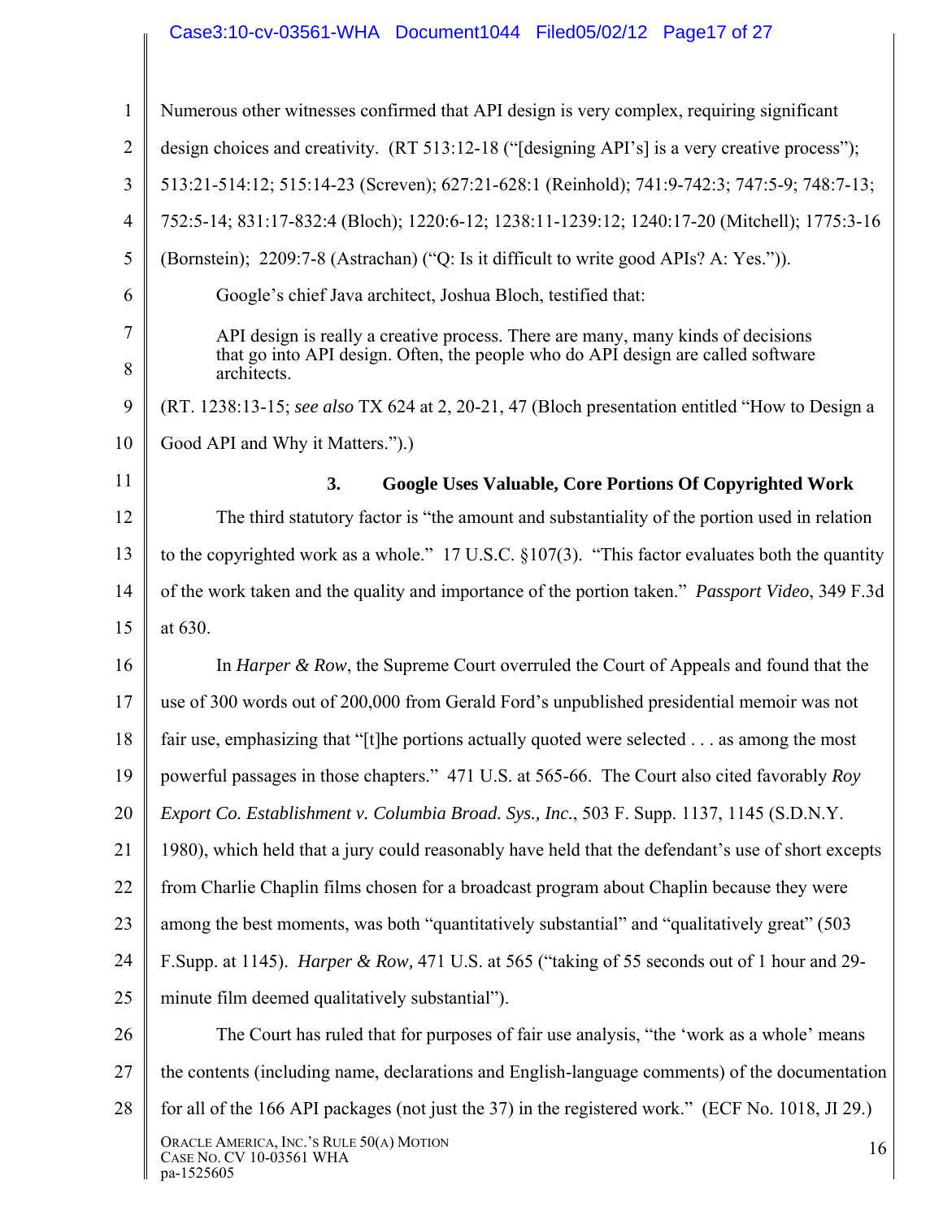Numerous other witnesses confirmed that API design is very complex, requiring significant design choices and creativity. (RT 513:12-18 ("[designing API's] is a very creative process"); 513:21-514:12; 515:14-23 (Screven); 627:21-628:1 (Reinhold); 741:9-742:3; 747:5-9; 748:7-13; 752:5-14; 831:17-832:4 (Bloch); 1220:6-12; 1238:11-1239:12; 1240:17-20 (Mitchell); 1775:3-16 (Bornstein); 2209:7-8 (Astrachan) ("Q: Is it difficult to write good APIs? A: Yes.")).

Google's chief Java architect, Joshua Bloch, testified that:

> API design is really a creative process. There are many, many kinds of decisions that go into API design. Often, the people who do API design are called software architects.

(RT. 1238:13-15; *see also* TX 624 at 2, 20-21, 47 (Bloch presentation entitled "How to Design a Good API and Why it Matters.").)

### 3. Google Uses Valuable, Core Portions Of Copyrighted Work

The third statutory factor is "the amount and substantiality of the portion used in relation to the copyrighted work as a whole." 17 U.S.C. §107(3). "This factor evaluates both the quantity of the work taken and the quality and importance of the portion taken." *Passport Video*, 349 F.3d at 630.

In *Harper & Row*, the Supreme Court overruled the Court of Appeals and found that the use of 300 words out of 200,000 from Gerald Ford's unpublished presidential memoir was not fair use, emphasizing that "[t]he portions actually quoted were selected . . . as among the most powerful passages in those chapters." 471 U.S. at 565-66. The Court also cited favorably *Roy Export Co. Establishment v. Columbia Broad. Sys., Inc.*, 503 F. Supp. 1137, 1145 (S.D.N.Y. 1980), which held that a jury could reasonably have held that the defendant's use of short excepts from Charlie Chaplin films chosen for a broadcast program about Chaplin because they were among the best moments, was both "quantitatively substantial" and "qualitatively great" (503 F.Supp. at 1145). *Harper & Row,* 471 U.S. at 565 ("taking of 55 seconds out of 1 hour and 29-minute film deemed qualitatively substantial").

The Court has ruled that for purposes of fair use analysis, "the 'work as a whole' means the contents (including name, declarations and English-language comments) of the documentation for all of the 166 API packages (not just the 37) in the registered work." (ECF No. 1018, JI 29.)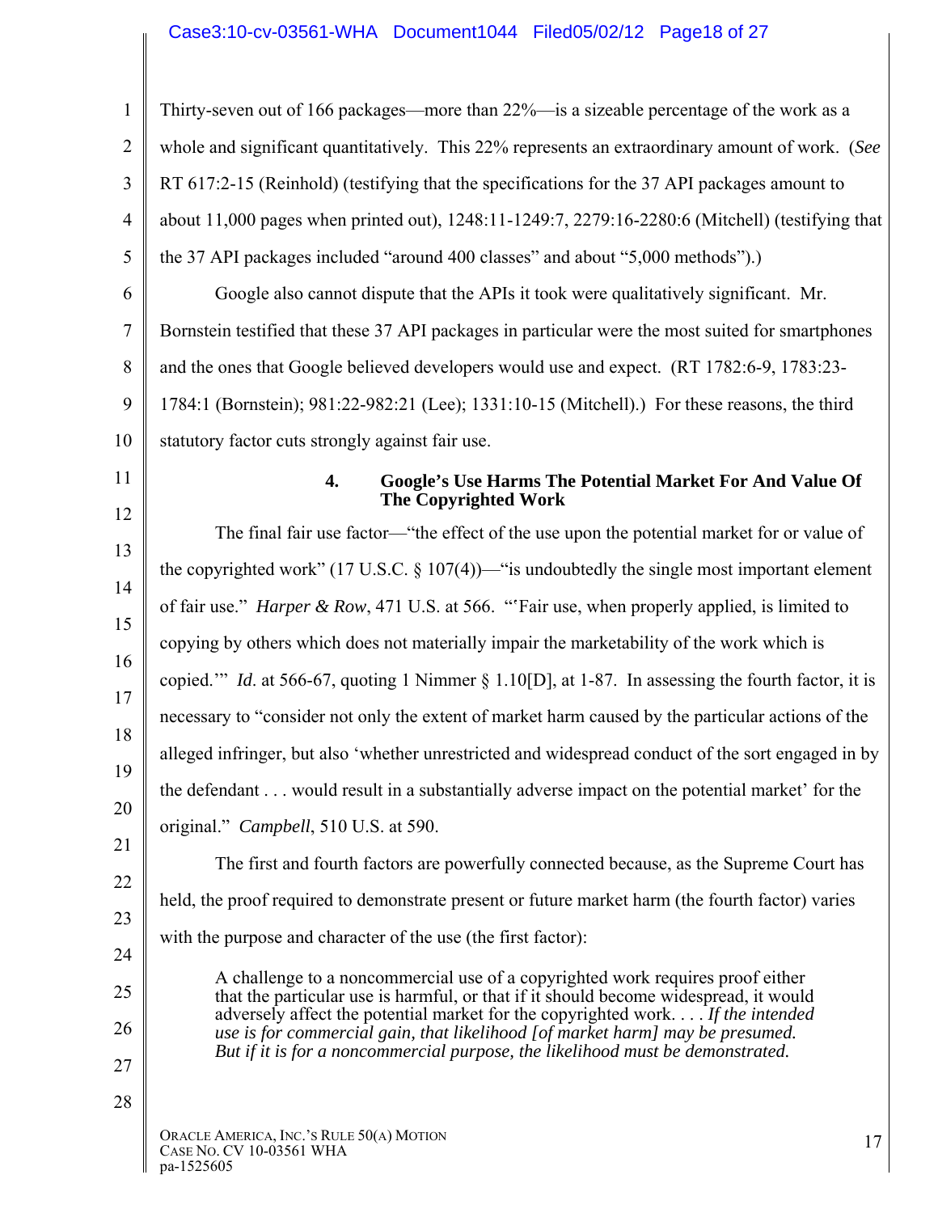Thirty-seven out of 166 packages—more than 22%—is a sizeable percentage of the work as a whole and significant quantitatively. This 22% represents an extraordinary amount of work. (*See* RT 617:2-15 (Reinhold) (testifying that the specifications for the 37 API packages amount to about 11,000 pages when printed out), 1248:11-1249:7, 2279:16-2280:6 (Mitchell) (testifying that the 37 API packages included "around 400 classes" and about "5,000 methods").)

Google also cannot dispute that the APIs it took were qualitatively significant. Mr. Bornstein testified that these 37 API packages in particular were the most suited for smartphones and the ones that Google believed developers would use and expect. (RT 1782:6-9, 1783:23-1784:1 (Bornstein); 981:22-982:21 (Lee); 1331:10-15 (Mitchell).) For these reasons, the third statutory factor cuts strongly against fair use.

### 4. Google's Use Harms The Potential Market For And Value Of The Copyrighted Work

The final fair use factor—"the effect of the use upon the potential market for or value of the copyrighted work" (17 U.S.C. § 107(4))—"is undoubtedly the single most important element of fair use." *Harper & Row*, 471 U.S. at 566. "'Fair use, when properly applied, is limited to copying by others which does not materially impair the marketability of the work which is copied.'" *Id*. at 566-67, quoting 1 Nimmer § 1.10[D], at 1-87. In assessing the fourth factor, it is necessary to "consider not only the extent of market harm caused by the particular actions of the alleged infringer, but also 'whether unrestricted and widespread conduct of the sort engaged in by the defendant . . . would result in a substantially adverse impact on the potential market' for the original." *Campbell*, 510 U.S. at 590.

The first and fourth factors are powerfully connected because, as the Supreme Court has held, the proof required to demonstrate present or future market harm (the fourth factor) varies with the purpose and character of the use (the first factor):

> A challenge to a noncommercial use of a copyrighted work requires proof either that the particular use is harmful, or that if it should become widespread, it would adversely affect the potential market for the copyrighted work. . . . *If the intended use is for commercial gain, that likelihood [of market harm] may be presumed. But if it is for a noncommercial purpose, the likelihood must be demonstrated.*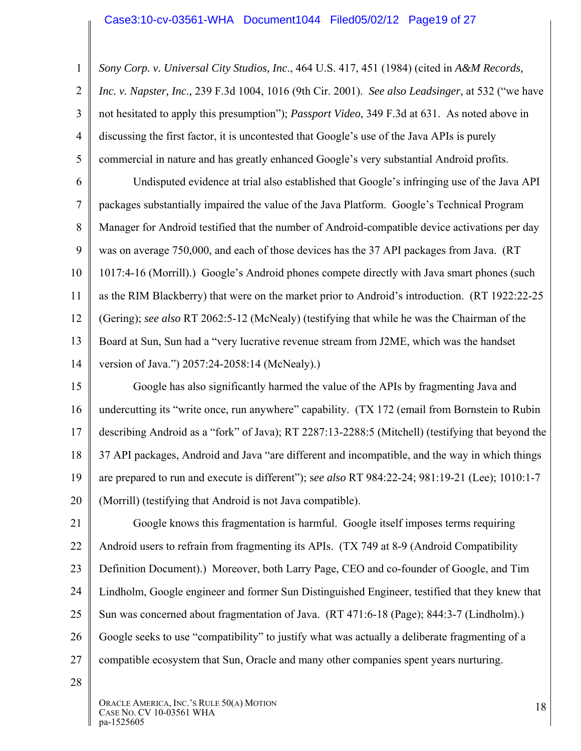*Sony Corp. v. Universal City Studios, Inc*., 464 U.S. 417, 451 (1984) (cited in *A&M Records, Inc. v. Napster, Inc.,* 239 F.3d 1004, 1016 (9th Cir. 2001). *See also Leadsinger,* at 532 ("we have not hesitated to apply this presumption"); *Passport Video*, 349 F.3d at 631. As noted above in discussing the first factor, it is uncontested that Google's use of the Java APIs is purely commercial in nature and has greatly enhanced Google's very substantial Android profits.

Undisputed evidence at trial also established that Google's infringing use of the Java API packages substantially impaired the value of the Java Platform. Google's Technical Program Manager for Android testified that the number of Android-compatible device activations per day was on average 750,000, and each of those devices has the 37 API packages from Java. (RT 1017:4-16 (Morrill).) Google's Android phones compete directly with Java smart phones (such as the RIM Blackberry) that were on the market prior to Android's introduction. (RT 1922:22-25 (Gering); *see also* RT 2062:5-12 (McNealy) (testifying that while he was the Chairman of the Board at Sun, Sun had a "very lucrative revenue stream from J2ME, which was the handset version of Java.") 2057:24-2058:14 (McNealy).)

Google has also significantly harmed the value of the APIs by fragmenting Java and undercutting its "write once, run anywhere" capability. (TX 172 (email from Bornstein to Rubin describing Android as a "fork" of Java); RT 2287:13-2288:5 (Mitchell) (testifying that beyond the 37 API packages, Android and Java "are different and incompatible, and the way in which things are prepared to run and execute is different"); s*ee also* RT 984:22-24; 981:19-21 (Lee); 1010:1-7 (Morrill) (testifying that Android is not Java compatible).

Google knows this fragmentation is harmful. Google itself imposes terms requiring Android users to refrain from fragmenting its APIs. (TX 749 at 8-9 (Android Compatibility Definition Document).) Moreover, both Larry Page, CEO and co-founder of Google, and Tim Lindholm, Google engineer and former Sun Distinguished Engineer, testified that they knew that Sun was concerned about fragmentation of Java. (RT 471:6-18 (Page); 844:3-7 (Lindholm).) Google seeks to use "compatibility" to justify what was actually a deliberate fragmenting of a compatible ecosystem that Sun, Oracle and many other companies spent years nurturing.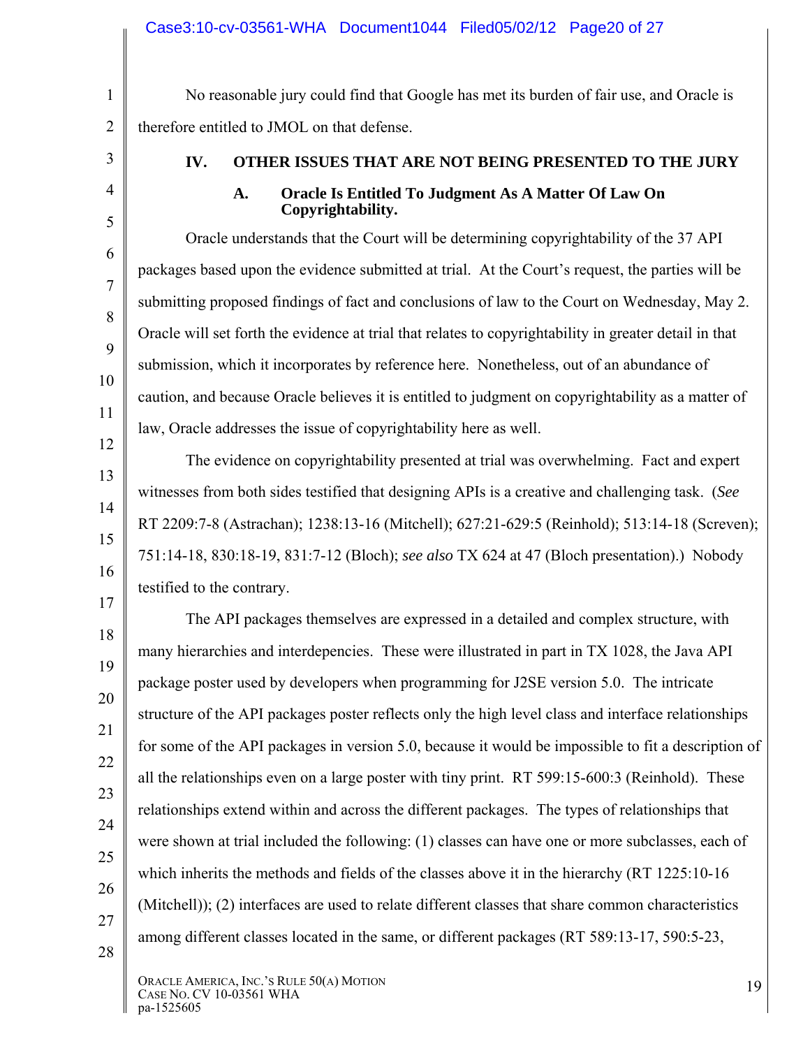No reasonable jury could find that Google has met its burden of fair use, and Oracle is therefore entitled to JMOL on that defense.

## IV. OTHER ISSUES THAT ARE NOT BEING PRESENTED TO THE JURY

### A. Oracle Is Entitled To Judgment As A Matter Of Law On Copyrightability.

Oracle understands that the Court will be determining copyrightability of the 37 API packages based upon the evidence submitted at trial. At the Court's request, the parties will be submitting proposed findings of fact and conclusions of law to the Court on Wednesday, May 2. Oracle will set forth the evidence at trial that relates to copyrightability in greater detail in that submission, which it incorporates by reference here. Nonetheless, out of an abundance of caution, and because Oracle believes it is entitled to judgment on copyrightability as a matter of law, Oracle addresses the issue of copyrightability here as well.

The evidence on copyrightability presented at trial was overwhelming. Fact and expert witnesses from both sides testified that designing APIs is a creative and challenging task. (*See* RT 2209:7-8 (Astrachan); 1238:13-16 (Mitchell); 627:21-629:5 (Reinhold); 513:14-18 (Screven); 751:14-18, 830:18-19, 831:7-12 (Bloch); *see also* TX 624 at 47 (Bloch presentation).) Nobody testified to the contrary.

The API packages themselves are expressed in a detailed and complex structure, with many hierarchies and interdepecies. These were illustrated in part in TX 1028, the Java API package poster used by developers when programming for J2SE version 5.0. The intricate structure of the API packages poster reflects only the high level class and interface relationships for some of the API packages in version 5.0, because it would be impossible to fit a description of all the relationships even on a large poster with tiny print. RT 599:15-600:3 (Reinhold). These relationships extend within and across the different packages. The types of relationships that were shown at trial included the following: (1) classes can have one or more subclasses, each of which inherits the methods and fields of the classes above it in the hierarchy (RT 1225:10-16 (Mitchell)); (2) interfaces are used to relate different classes that share common characteristics among different classes located in the same, or different packages (RT 589:13-17, 590:5-23,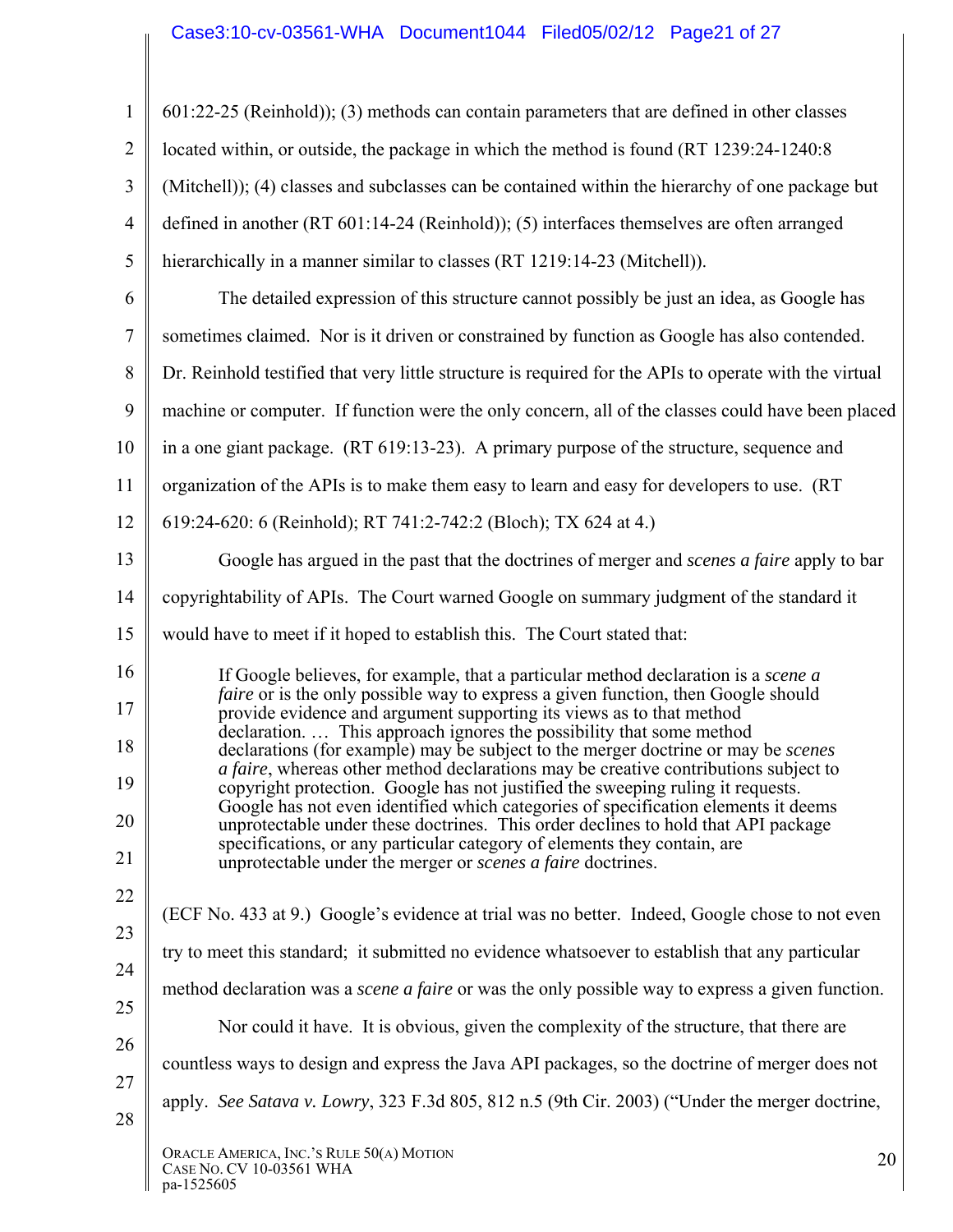601:22-25 (Reinhold)); (3) methods can contain parameters that are defined in other classes located within, or outside, the package in which the method is found (RT 1239:24-1240:8 (Mitchell)); (4) classes and subclasses can be contained within the hierarchy of one package but defined in another (RT 601:14-24 (Reinhold)); (5) interfaces themselves are often arranged hierarchically in a manner similar to classes (RT 1219:14-23 (Mitchell)).

The detailed expression of this structure cannot possibly be just an idea, as Google has sometimes claimed. Nor is it driven or constrained by function as Google has also contended. Dr. Reinhold testified that very little structure is required for the APIs to operate with the virtual machine or computer. If function were the only concern, all of the classes could have been placed in a one giant package. (RT 619:13-23). A primary purpose of the structure, sequence and organization of the APIs is to make them easy to learn and easy for developers to use. (RT 619:24-620: 6 (Reinhold); RT 741:2-742:2 (Bloch); TX 624 at 4.)

Google has argued in the past that the doctrines of merger and *scenes a faire* apply to bar copyrightability of APIs. The Court warned Google on summary judgment of the standard it would have to meet if it hoped to establish this. The Court stated that:

> If Google believes, for example, that a particular method declaration is a *scene a faire* or is the only possible way to express a given function, then Google should provide evidence and argument supporting its views as to that method declaration. … This approach ignores the possibility that some method declarations (for example) may be subject to the merger doctrine or may be *scenes a faire*, whereas other method declarations may be creative contributions subject to copyright protection. Google has not justified the sweeping ruling it requests. Google has not even identified which categories of specification elements it deems unprotectable under these doctrines. This order declines to hold that API package specifications, or any particular category of elements they contain, are unprotectable under the merger or *scenes a faire* doctrines.

(ECF No. 433 at 9.) Google's evidence at trial was no better. Indeed, Google chose to not even try to meet this standard; it submitted no evidence whatsoever to establish that any particular method declaration was a *scene a faire* or was the only possible way to express a given function.

Nor could it have. It is obvious, given the complexity of the structure, that there are countless ways to design and express the Java API packages, so the doctrine of merger does not apply. *See Satava v. Lowry*, 323 F.3d 805, 812 n.5 (9th Cir. 2003) ("Under the merger doctrine,

ORACLE AMERICA, INC.'S RULE 50(A) MOTION
CASE NO. CV 10-03561 WHA
pa-1525605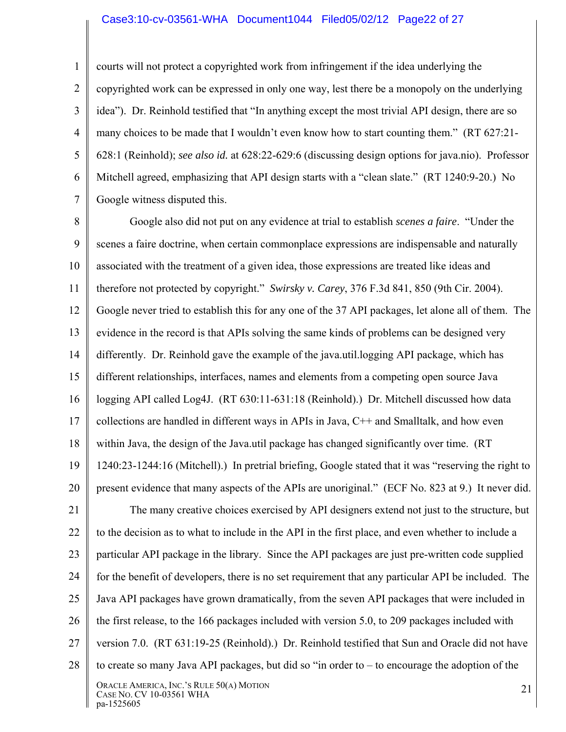courts will not protect a copyrighted work from infringement if the idea underlying the copyrighted work can be expressed in only one way, lest there be a monopoly on the underlying idea"). Dr. Reinhold testified that "In anything except the most trivial API design, there are so many choices to be made that I wouldn't even know how to start counting them." (RT 627:21-628:1 (Reinhold); *see also id.* at 628:22-629:6 (discussing design options for java.nio). Professor Mitchell agreed, emphasizing that API design starts with a "clean slate." (RT 1240:9-20.) No Google witness disputed this.

Google also did not put on any evidence at trial to establish *scenes a faire*. "Under the scenes a faire doctrine, when certain commonplace expressions are indispensable and naturally associated with the treatment of a given idea, those expressions are treated like ideas and therefore not protected by copyright." *Swirsky v. Carey*, 376 F.3d 841, 850 (9th Cir. 2004). Google never tried to establish this for any one of the 37 API packages, let alone all of them. The evidence in the record is that APIs solving the same kinds of problems can be designed very differently. Dr. Reinhold gave the example of the java.util.logging API package, which has different relationships, interfaces, names and elements from a competing open source Java logging API called Log4J. (RT 630:11-631:18 (Reinhold).) Dr. Mitchell discussed how data collections are handled in different ways in APIs in Java, C++ and Smalltalk, and how even within Java, the design of the Java.util package has changed significantly over time. (RT 1240:23-1244:16 (Mitchell).) In pretrial briefing, Google stated that it was "reserving the right to present evidence that many aspects of the APIs are unoriginal." (ECF No. 823 at 9.) It never did.

The many creative choices exercised by API designers extend not just to the structure, but to the decision as to what to include in the API in the first place, and even whether to include a particular API package in the library. Since the API packages are just pre-written code supplied for the benefit of developers, there is no set requirement that any particular API be included. The Java API packages have grown dramatically, from the seven API packages that were included in the first release, to the 166 packages included with version 5.0, to 209 packages included with version 7.0. (RT 631:19-25 (Reinhold).) Dr. Reinhold testified that Sun and Oracle did not have to create so many Java API packages, but did so "in order to – to encourage the adoption of the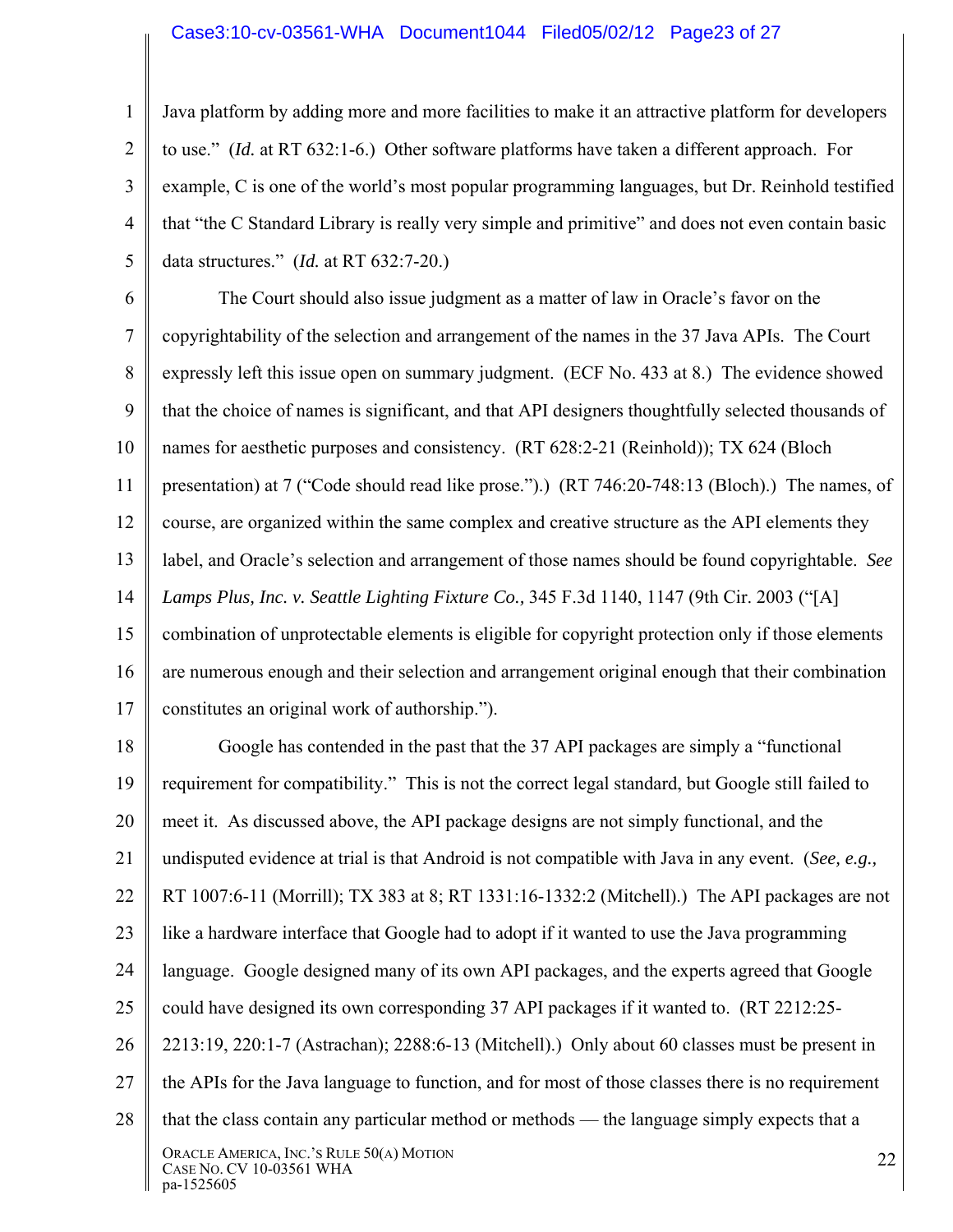Java platform by adding more and more facilities to make it an attractive platform for developers to use." (*Id.* at RT 632:1-6.) Other software platforms have taken a different approach. For example, C is one of the world's most popular programming languages, but Dr. Reinhold testified that "the C Standard Library is really very simple and primitive" and does not even contain basic data structures." (*Id.* at RT 632:7-20.)

The Court should also issue judgment as a matter of law in Oracle's favor on the copyrightability of the selection and arrangement of the names in the 37 Java APIs. The Court expressly left this issue open on summary judgment. (ECF No. 433 at 8.) The evidence showed that the choice of names is significant, and that API designers thoughtfully selected thousands of names for aesthetic purposes and consistency. (RT 628:2-21 (Reinhold)); TX 624 (Bloch presentation) at 7 ("Code should read like prose.").) (RT 746:20-748:13 (Bloch).) The names, of course, are organized within the same complex and creative structure as the API elements they label, and Oracle's selection and arrangement of those names should be found copyrightable. *See Lamps Plus, Inc. v. Seattle Lighting Fixture Co.,* 345 F.3d 1140, 1147 (9th Cir. 2003 ("[A] combination of unprotectable elements is eligible for copyright protection only if those elements are numerous enough and their selection and arrangement original enough that their combination constitutes an original work of authorship.").

Google has contended in the past that the 37 API packages are simply a "functional requirement for compatibility." This is not the correct legal standard, but Google still failed to meet it. As discussed above, the API package designs are not simply functional, and the undisputed evidence at trial is that Android is not compatible with Java in any event. (*See, e.g.,* RT 1007:6-11 (Morrill); TX 383 at 8; RT 1331:16-1332:2 (Mitchell).) The API packages are not like a hardware interface that Google had to adopt if it wanted to use the Java programming language. Google designed many of its own API packages, and the experts agreed that Google could have designed its own corresponding 37 API packages if it wanted to. (RT 2212:25-2213:19, 220:1-7 (Astrachan); 2288:6-13 (Mitchell).) Only about 60 classes must be present in the APIs for the Java language to function, and for most of those classes there is no requirement that the class contain any particular method or methods — the language simply expects that a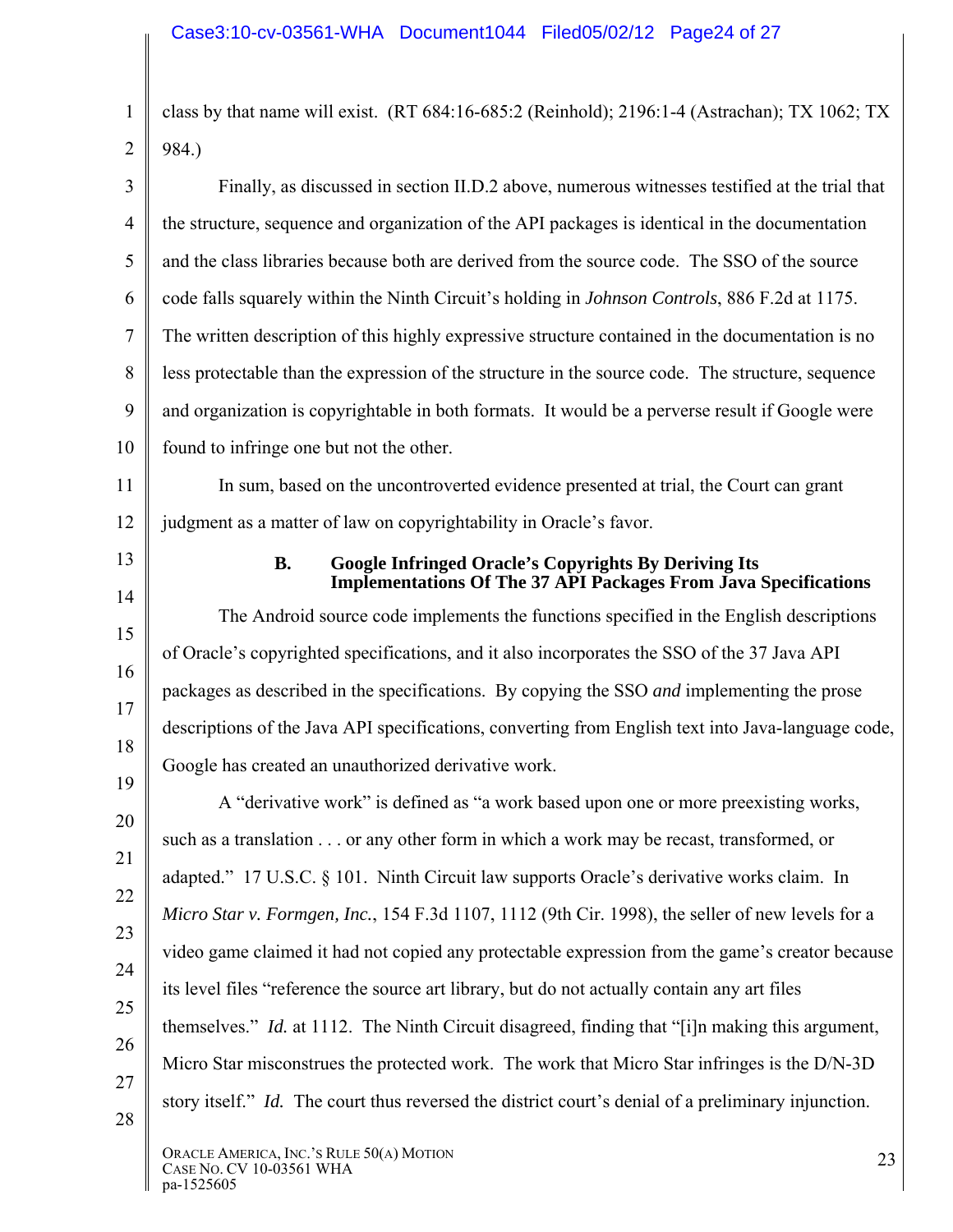class by that name will exist. (RT 684:16-685:2 (Reinhold); 2196:1-4 (Astrachan); TX 1062; TX 984.)

Finally, as discussed in section II.D.2 above, numerous witnesses testified at the trial that the structure, sequence and organization of the API packages is identical in the documentation and the class libraries because both are derived from the source code. The SSO of the source code falls squarely within the Ninth Circuit's holding in *Johnson Controls*, 886 F.2d at 1175. The written description of this highly expressive structure contained in the documentation is no less protectable than the expression of the structure in the source code. The structure, sequence and organization is copyrightable in both formats. It would be a perverse result if Google were found to infringe one but not the other.

In sum, based on the uncontroverted evidence presented at trial, the Court can grant judgment as a matter of law on copyrightability in Oracle's favor.

### B. Google Infringed Oracle's Copyrights By Deriving Its Implementations Of The 37 API Packages From Java Specifications

The Android source code implements the functions specified in the English descriptions of Oracle's copyrighted specifications, and it also incorporates the SSO of the 37 Java API packages as described in the specifications. By copying the SSO *and* implementing the prose descriptions of the Java API specifications, converting from English text into Java-language code, Google has created an unauthorized derivative work.

A "derivative work" is defined as "a work based upon one or more preexisting works, such as a translation . . . or any other form in which a work may be recast, transformed, or adapted." 17 U.S.C. § 101. Ninth Circuit law supports Oracle's derivative works claim. In *Micro Star v. Formgen, Inc.*, 154 F.3d 1107, 1112 (9th Cir. 1998), the seller of new levels for a video game claimed it had not copied any protectable expression from the game's creator because its level files "reference the source art library, but do not actually contain any art files themselves." *Id.* at 1112. The Ninth Circuit disagreed, finding that "[i]n making this argument, Micro Star misconstrues the protected work. The work that Micro Star infringes is the D/N-3D story itself." *Id.* The court thus reversed the district court's denial of a preliminary injunction.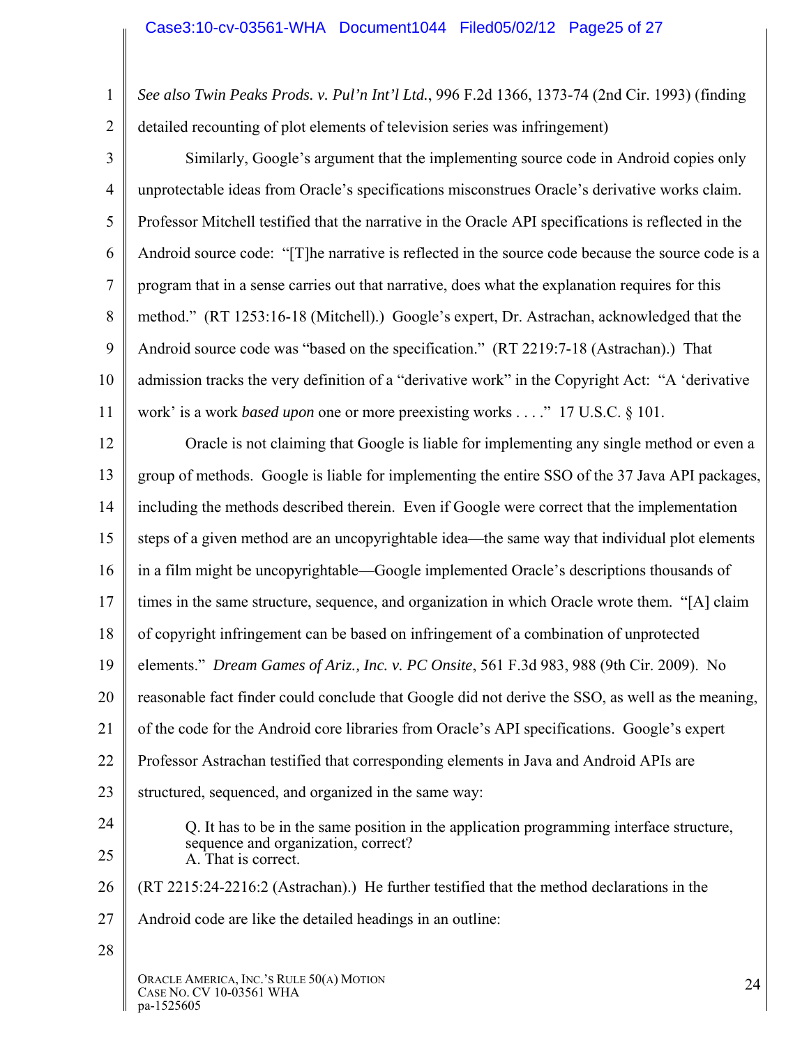*See also Twin Peaks Prods. v. Pul'n Int'l Ltd.*, 996 F.2d 1366, 1373-74 (2nd Cir. 1993) (finding detailed recounting of plot elements of television series was infringement)

Similarly, Google's argument that the implementing source code in Android copies only unprotectable ideas from Oracle's specifications misconstrues Oracle's derivative works claim. Professor Mitchell testified that the narrative in the Oracle API specifications is reflected in the Android source code: "[T]he narrative is reflected in the source code because the source code is a program that in a sense carries out that narrative, does what the explanation requires for this method." (RT 1253:16-18 (Mitchell).) Google's expert, Dr. Astrachan, acknowledged that the Android source code was "based on the specification." (RT 2219:7-18 (Astrachan).) That admission tracks the very definition of a "derivative work" in the Copyright Act: "A 'derivative work' is a work *based upon* one or more preexisting works . . . ." 17 U.S.C. § 101.

Oracle is not claiming that Google is liable for implementing any single method or even a group of methods. Google is liable for implementing the entire SSO of the 37 Java API packages, including the methods described therein. Even if Google were correct that the implementation steps of a given method are an uncopyrightable idea—the same way that individual plot elements in a film might be uncopyrightable—Google implemented Oracle's descriptions thousands of times in the same structure, sequence, and organization in which Oracle wrote them. "[A] claim of copyright infringement can be based on infringement of a combination of unprotected elements." *Dream Games of Ariz., Inc. v. PC Onsite*, 561 F.3d 983, 988 (9th Cir. 2009). No reasonable fact finder could conclude that Google did not derive the SSO, as well as the meaning, of the code for the Android core libraries from Oracle's API specifications. Google's expert Professor Astrachan testified that corresponding elements in Java and Android APIs are structured, sequenced, and organized in the same way:

> Q. It has to be in the same position in the application programming interface structure, sequence and organization, correct?
> A. That is correct.

(RT 2215:24-2216:2 (Astrachan).) He further testified that the method declarations in the Android code are like the detailed headings in an outline: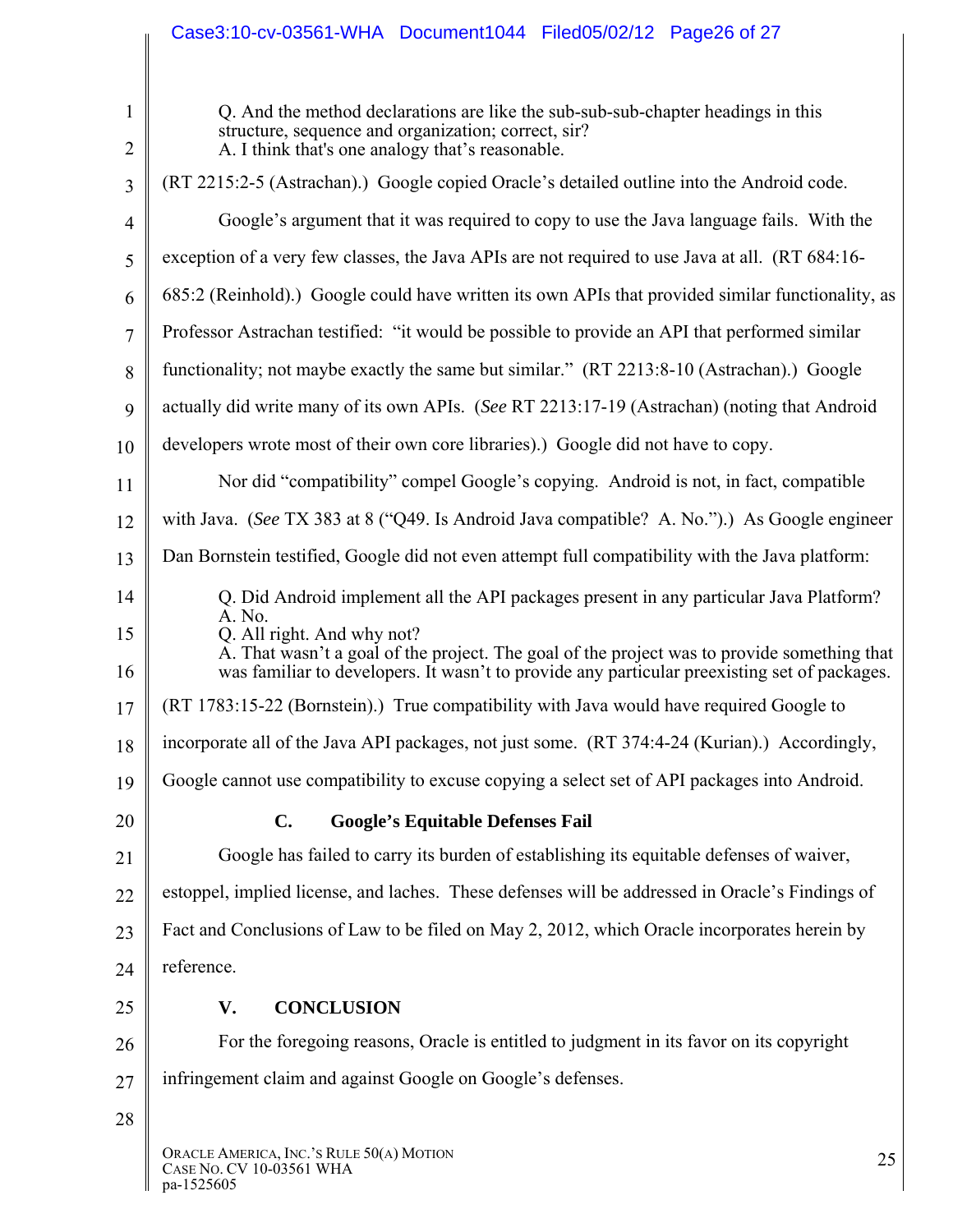> Q. And the method declarations are like the sub-sub-sub-chapter headings in this structure, sequence and organization; correct, sir?
> A. I think that's one analogy that's reasonable.

(RT 2215:2-5 (Astrachan).) Google copied Oracle's detailed outline into the Android code.

Google's argument that it was required to copy to use the Java language fails. With the exception of a very few classes, the Java APIs are not required to use Java at all. (RT 684:16-685:2 (Reinhold).) Google could have written its own APIs that provided similar functionality, as Professor Astrachan testified: "it would be possible to provide an API that performed similar functionality; not maybe exactly the same but similar." (RT 2213:8-10 (Astrachan).) Google actually did write many of its own APIs. (*See* RT 2213:17-19 (Astrachan) (noting that Android developers wrote most of their own core libraries).) Google did not have to copy.

Nor did "compatibility" compel Google's copying. Android is not, in fact, compatible with Java. (*See* TX 383 at 8 ("Q49. Is Android Java compatible? A. No.").) As Google engineer Dan Bornstein testified, Google did not even attempt full compatibility with the Java platform:

> Q. Did Android implement all the API packages present in any particular Java Platform?
> A. No.
> Q. All right. And why not?
> A. That wasn't a goal of the project. The goal of the project was to provide something that was familiar to developers. It wasn't to provide any particular preexisting set of packages.

(RT 1783:15-22 (Bornstein).) True compatibility with Java would have required Google to incorporate all of the Java API packages, not just some. (RT 374:4-24 (Kurian).) Accordingly, Google cannot use compatibility to excuse copying a select set of API packages into Android.

### C. Google's Equitable Defenses Fail

Google has failed to carry its burden of establishing its equitable defenses of waiver, estoppel, implied license, and laches. These defenses will be addressed in Oracle's Findings of Fact and Conclusions of Law to be filed on May 2, 2012, which Oracle incorporates herein by reference.

## V. CONCLUSION

For the foregoing reasons, Oracle is entitled to judgment in its favor on its copyright infringement claim and against Google on Google's defenses.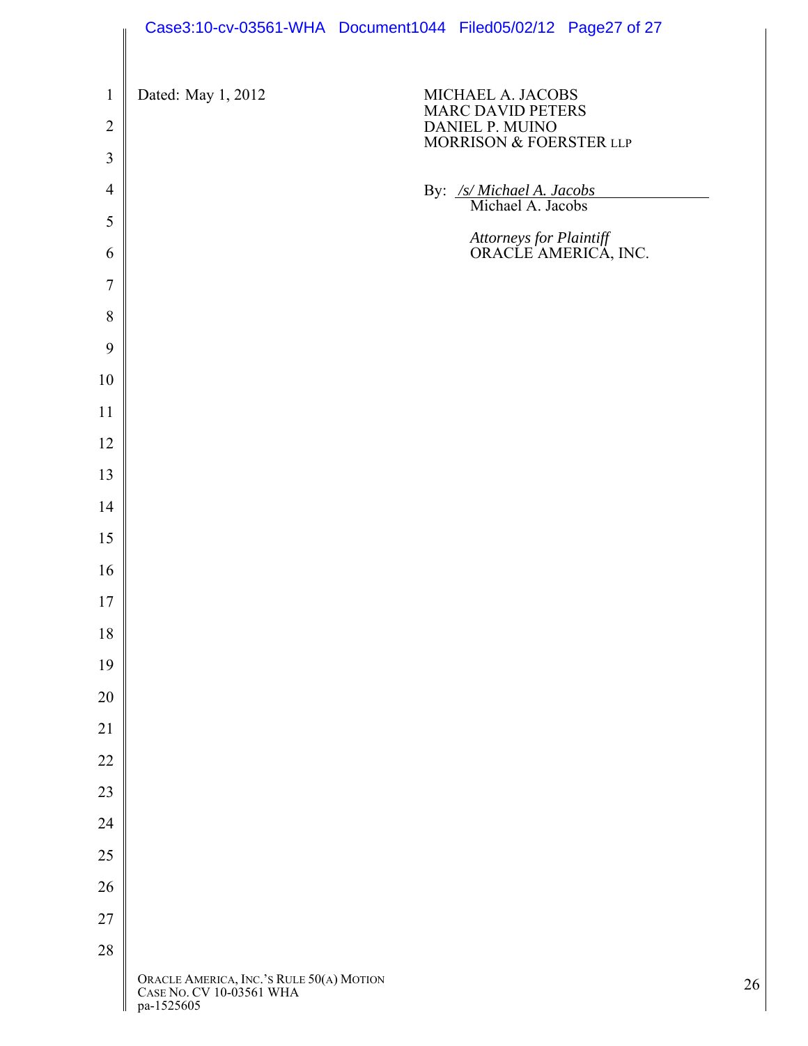Dated: May 1, 2012

MICHAEL A. JACOBS
MARC DAVID PETERS
DANIEL P. MUINO
MORRISON & FOERSTER LLP

By: */s/ Michael A. Jacobs*
Michael A. Jacobs

*Attorneys for Plaintiff*
ORACLE AMERICA, INC.

ORACLE AMERICA, INC.'S RULE 50(A) MOTION
CASE NO. CV 10-03561 WHA
pa-1525605